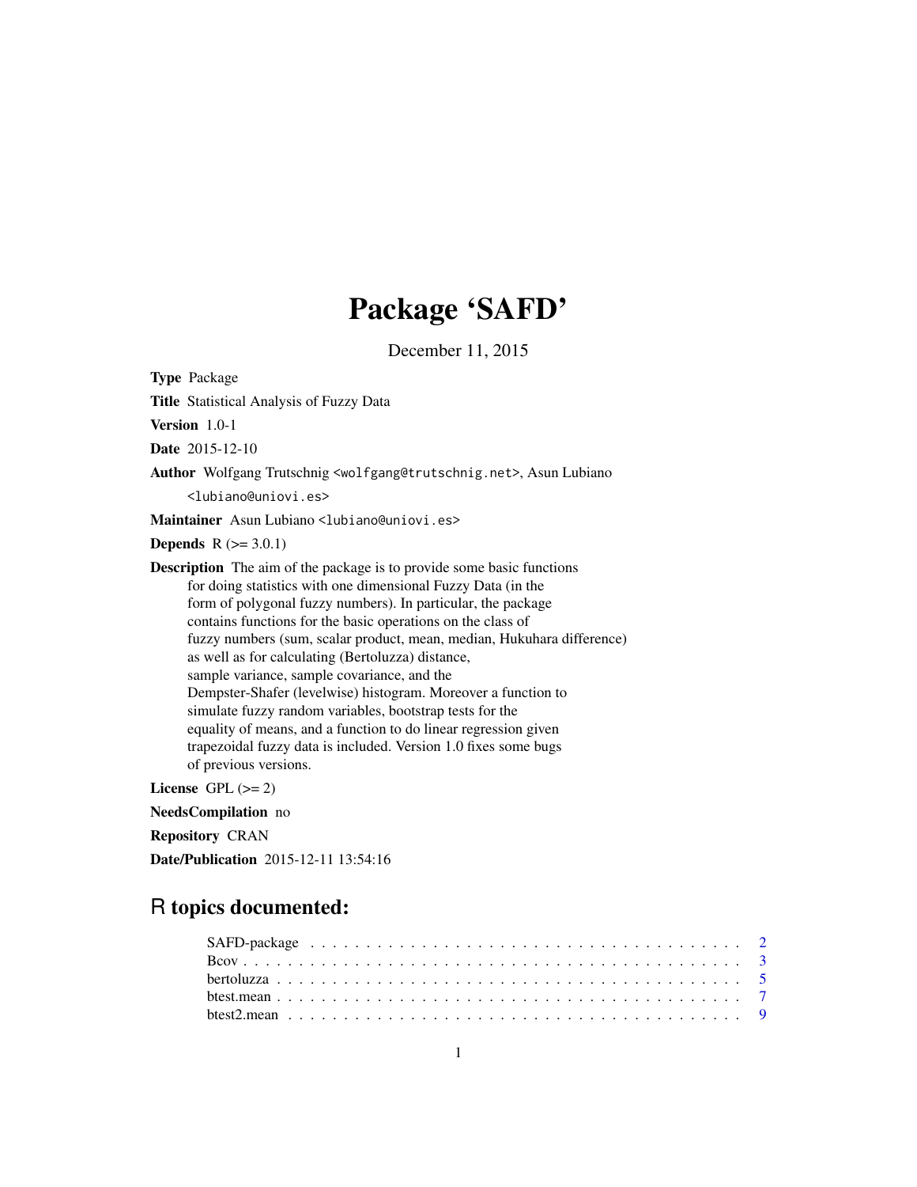# Package 'SAFD'

December 11, 2015

**Type** Package

**Title** Statistical Analysis of Fuzzy Data

**Version** 1.0-1

**Date** 2015-12-10

**Author** Wolfgang Trutschnig <wolfgang@trutschnig.net>, Asun Lubiano <lubiano@uniovi.es>

**Maintainer** Asun Lubiano <lubiano@uniovi.es>

**Depends** R (>= 3.0.1)

**Description** The aim of the package is to provide some basic functions for doing statistics with one dimensional Fuzzy Data (in the form of polygonal fuzzy numbers). In particular, the package contains functions for the basic operations on the class of fuzzy numbers (sum, scalar product, mean, median, Hukuhara difference) as well as for calculating (Bertoluzza) distance, sample variance, sample covariance, and the Dempster-Shafer (levelwise) histogram. Moreover a function to simulate fuzzy random variables, bootstrap tests for the equality of means, and a function to do linear regression given trapezoidal fuzzy data is included. Version 1.0 fixes some bugs of previous versions.

**License** GPL (>= 2)

**NeedsCompilation** no

**Repository** CRAN

**Date/Publication** 2015-12-11 13:54:16

## R topics documented:

| | |
|---|---|
| SAFD-package | 2 |
| Bcov | 3 |
| bertoluzza | 5 |
| btest.mean | 7 |
| btest2.mean | 9 |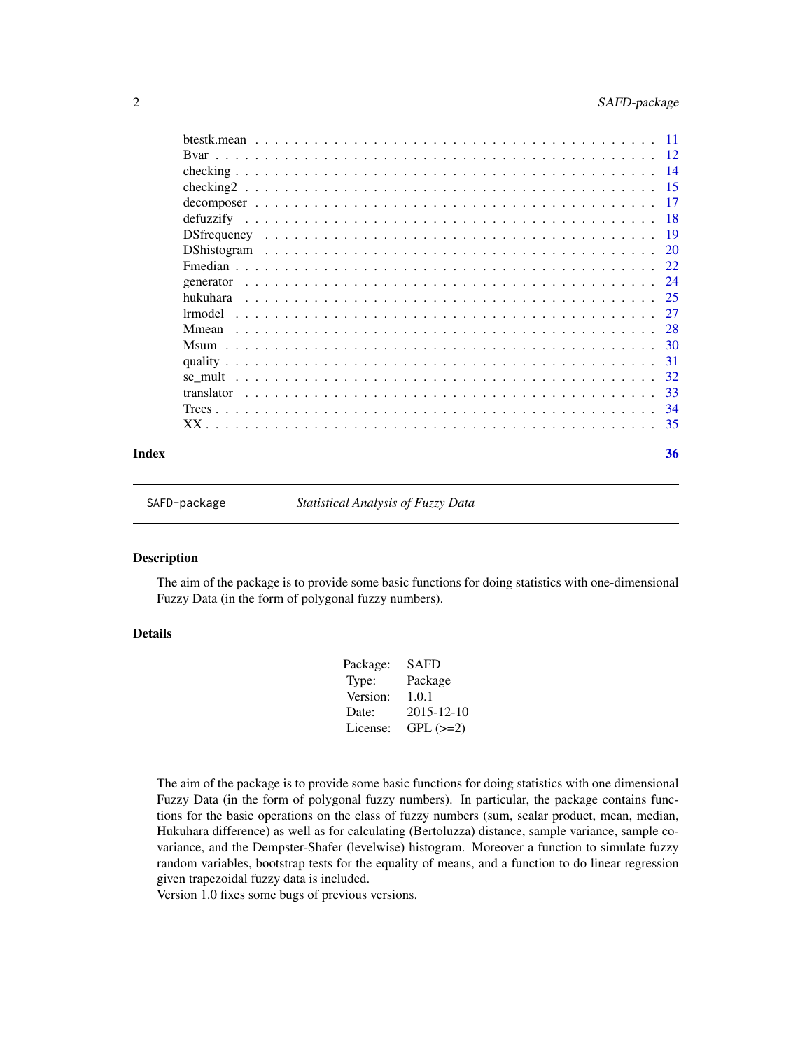| | |
|---|---|
| btestk.mean | 11 |
| Bvar | 12 |
| checking | 14 |
| checking2 | 15 |
| decomposer | 17 |
| defuzzify | 18 |
| DSfrequency | 19 |
| DShistogram | 20 |
| Fmedian | 22 |
| generator | 24 |
| hukuhara | 25 |
| lrmodel | 27 |
| Mmean | 28 |
| Msum | 30 |
| quality | 31 |
| sc_mult | 32 |
| translator | 33 |
| Trees | 34 |
| XX | 35 |

**Index** **36**

---

SAFD-package *Statistical Analysis of Fuzzy Data*

---

## Description

The aim of the package is to provide some basic functions for doing statistics with one-dimensional Fuzzy Data (in the form of polygonal fuzzy numbers).

## Details

| | |
|---|---|
| Package: | SAFD |
| Type: | Package |
| Version: | 1.0.1 |
| Date: | 2015-12-10 |
| License: | GPL (>=2) |

The aim of the package is to provide some basic functions for doing statistics with one dimensional Fuzzy Data (in the form of polygonal fuzzy numbers). In particular, the package contains functions for the basic operations on the class of fuzzy numbers (sum, scalar product, mean, median, Hukuhara difference) as well as for calculating (Bertoluzza) distance, sample variance, sample covariance, and the Dempster-Shafer (levelwise) histogram. Moreover a function to simulate fuzzy random variables, bootstrap tests for the equality of means, and a function to do linear regression given trapezoidal fuzzy data is included.
Version 1.0 fixes some bugs of previous versions.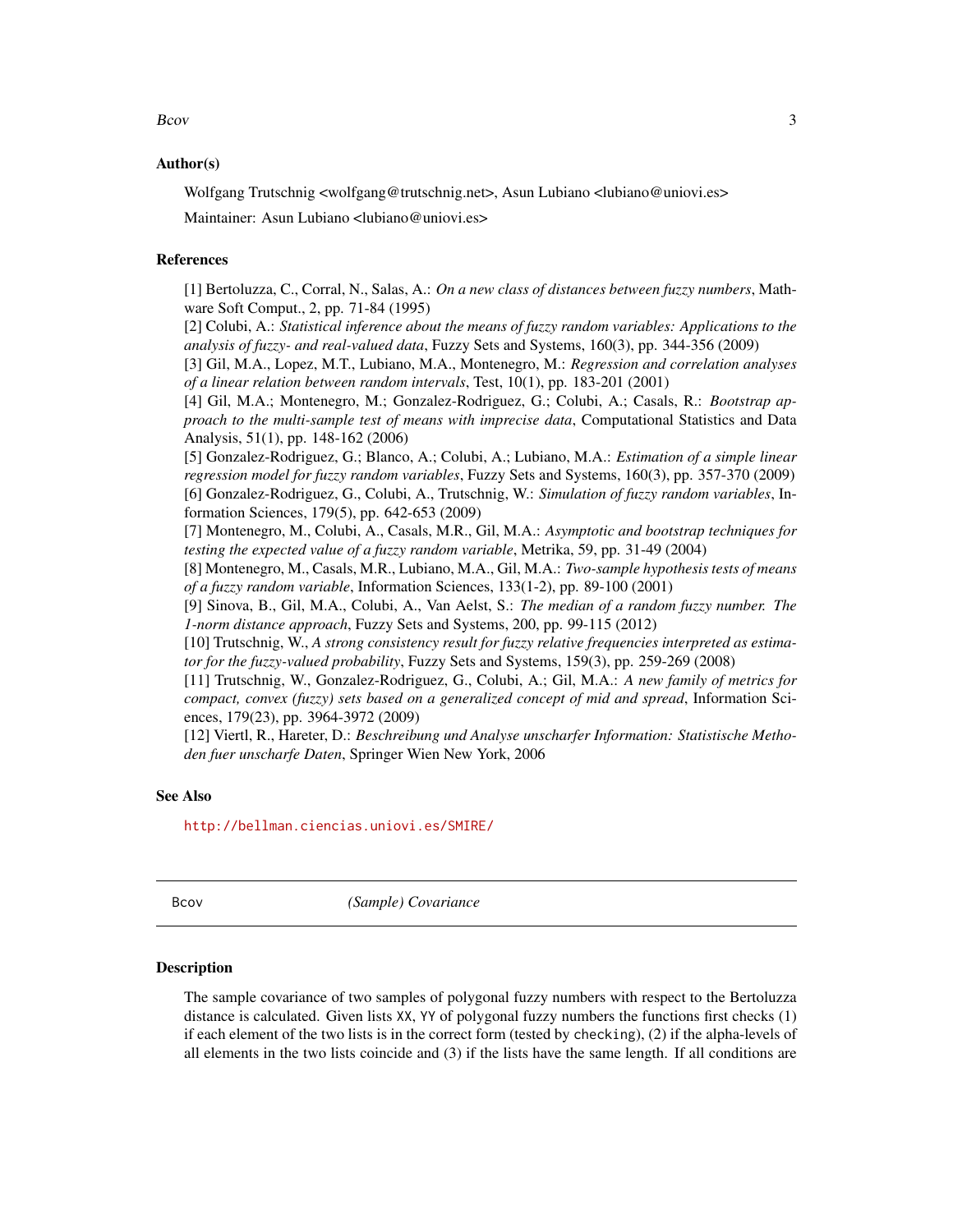## Author(s)

Wolfgang Trutschnig <wolfgang@trutschnig.net>, Asun Lubiano <lubiano@uniovi.es>

Maintainer: Asun Lubiano <lubiano@uniovi.es>

## References

[1] Bertoluzza, C., Corral, N., Salas, A.: *On a new class of distances between fuzzy numbers*, Mathware Soft Comput., 2, pp. 71-84 (1995)

[2] Colubi, A.: *Statistical inference about the means of fuzzy random variables: Applications to the analysis of fuzzy- and real-valued data*, Fuzzy Sets and Systems, 160(3), pp. 344-356 (2009)

[3] Gil, M.A., Lopez, M.T., Lubiano, M.A., Montenegro, M.: *Regression and correlation analyses of a linear relation between random intervals*, Test, 10(1), pp. 183-201 (2001)

[4] Gil, M.A.; Montenegro, M.; Gonzalez-Rodriguez, G.; Colubi, A.; Casals, R.: *Bootstrap approach to the multi-sample test of means with imprecise data*, Computational Statistics and Data Analysis, 51(1), pp. 148-162 (2006)

[5] Gonzalez-Rodriguez, G.; Blanco, A.; Colubi, A.; Lubiano, M.A.: *Estimation of a simple linear regression model for fuzzy random variables*, Fuzzy Sets and Systems, 160(3), pp. 357-370 (2009)

[6] Gonzalez-Rodriguez, G., Colubi, A., Trutschnig, W.: *Simulation of fuzzy random variables*, Information Sciences, 179(5), pp. 642-653 (2009)

[7] Montenegro, M., Colubi, A., Casals, M.R., Gil, M.A.: *Asymptotic and bootstrap techniques for testing the expected value of a fuzzy random variable*, Metrika, 59, pp. 31-49 (2004)

[8] Montenegro, M., Casals, M.R., Lubiano, M.A., Gil, M.A.: *Two-sample hypothesis tests of means of a fuzzy random variable*, Information Sciences, 133(1-2), pp. 89-100 (2001)

[9] Sinova, B., Gil, M.A., Colubi, A., Van Aelst, S.: *The median of a random fuzzy number. The 1-norm distance approach*, Fuzzy Sets and Systems, 200, pp. 99-115 (2012)

[10] Trutschnig, W., *A strong consistency result for fuzzy relative frequencies interpreted as estimator for the fuzzy-valued probability*, Fuzzy Sets and Systems, 159(3), pp. 259-269 (2008)

[11] Trutschnig, W., Gonzalez-Rodriguez, G., Colubi, A.; Gil, M.A.: *A new family of metrics for compact, convex (fuzzy) sets based on a generalized concept of mid and spread*, Information Sciences, 179(23), pp. 3964-3972 (2009)

[12] Viertl, R., Hareter, D.: *Beschreibung und Analyse unscharfer Information: Statistische Methoden fuer unscharfe Daten*, Springer Wien New York, 2006

## See Also

http://bellman.ciencias.uniovi.es/SMIRE/

---

# Bcov — *(Sample) Covariance*

## Description

The sample covariance of two samples of polygonal fuzzy numbers with respect to the Bertoluzza distance is calculated. Given lists `XX`, `YY` of polygonal fuzzy numbers the functions first checks (1) if each element of the two lists is in the correct form (tested by `checking`), (2) if the alpha-levels of all elements in the two lists coincide and (3) if the lists have the same length. If all conditions are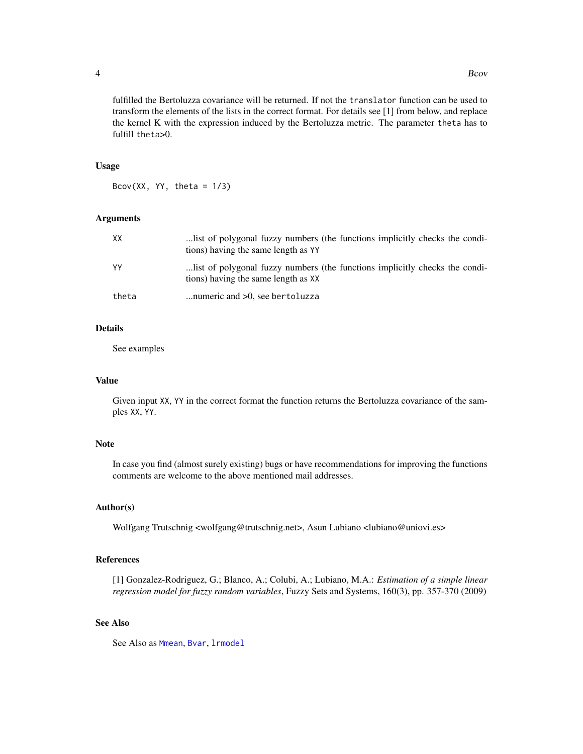fulfilled the Bertoluzza covariance will be returned. If not the `translator` function can be used to transform the elements of the lists in the correct format. For details see [1] from below, and replace the kernel K with the expression induced by the Bertoluzza metric. The parameter `theta` has to fulfill `theta`>0.

## Usage

```
Bcov(XX, YY, theta = 1/3)
```

## Arguments

| | |
|---|---|
| XX | ...list of polygonal fuzzy numbers (the functions implicitly checks the conditions) having the same length as YY |
| YY | ...list of polygonal fuzzy numbers (the functions implicitly checks the conditions) having the same length as XX |
| theta | ...numeric and >0, see bertoluzza |

## Details

See examples

## Value

Given input XX, YY in the correct format the function returns the Bertoluzza covariance of the samples XX, YY.

## Note

In case you find (almost surely existing) bugs or have recommendations for improving the functions comments are welcome to the above mentioned mail addresses.

## Author(s)

Wolfgang Trutschnig <wolfgang@trutschnig.net>, Asun Lubiano <lubiano@uniovi.es>

## References

[1] Gonzalez-Rodriguez, G.; Blanco, A.; Colubi, A.; Lubiano, M.A.: *Estimation of a simple linear regression model for fuzzy random variables*, Fuzzy Sets and Systems, 160(3), pp. 357-370 (2009)

## See Also

See Also as Mmean, Bvar, lrmodel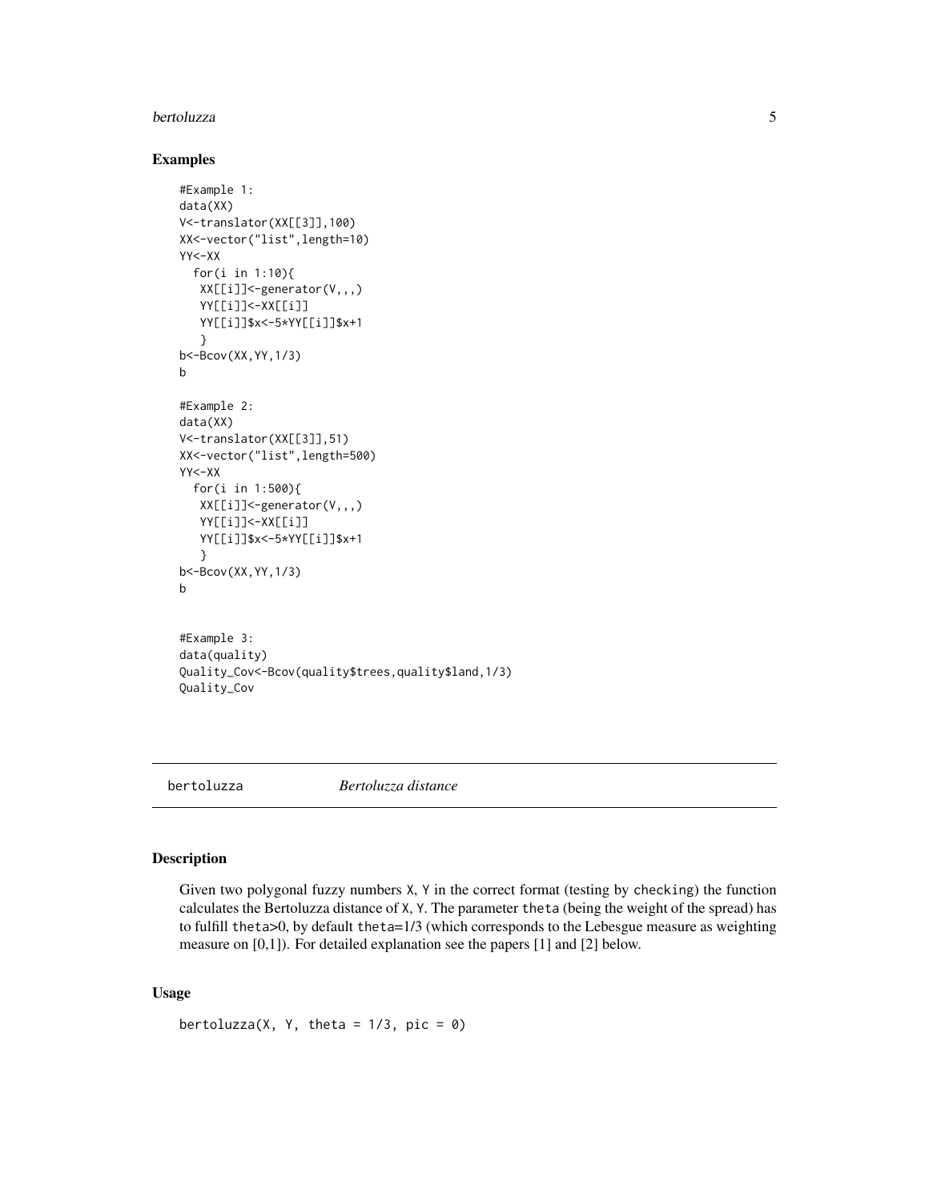## Examples

```
#Example 1:
data(XX)
V<-translator(XX[[3]],100)
XX<-vector("list",length=10)
YY<-XX
  for(i in 1:10){
   XX[[i]]<-generator(V,,,)
   YY[[i]]<-XX[[i]]
   YY[[i]]$x<-5*YY[[i]]$x+1
   }
b<-Bcov(XX,YY,1/3)
b

#Example 2:
data(XX)
V<-translator(XX[[3]],51)
XX<-vector("list",length=500)
YY<-XX
  for(i in 1:500){
   XX[[i]]<-generator(V,,,)
   YY[[i]]<-XX[[i]]
   YY[[i]]$x<-5*YY[[i]]$x+1
   }
b<-Bcov(XX,YY,1/3)
b


#Example 3:
data(quality)
Quality_Cov<-Bcov(quality$trees,quality$land,1/3)
Quality_Cov
```

---

# bertoluzza *Bertoluzza distance*

---

## Description

Given two polygonal fuzzy numbers X, Y in the correct format (testing by checking) the function calculates the Bertoluzza distance of X, Y. The parameter theta (being the weight of the spread) has to fulfill theta>0, by default theta=1/3 (which corresponds to the Lebesgue measure as weighting measure on [0,1]). For detailed explanation see the papers [1] and [2] below.

## Usage

```
bertoluzza(X, Y, theta = 1/3, pic = 0)
```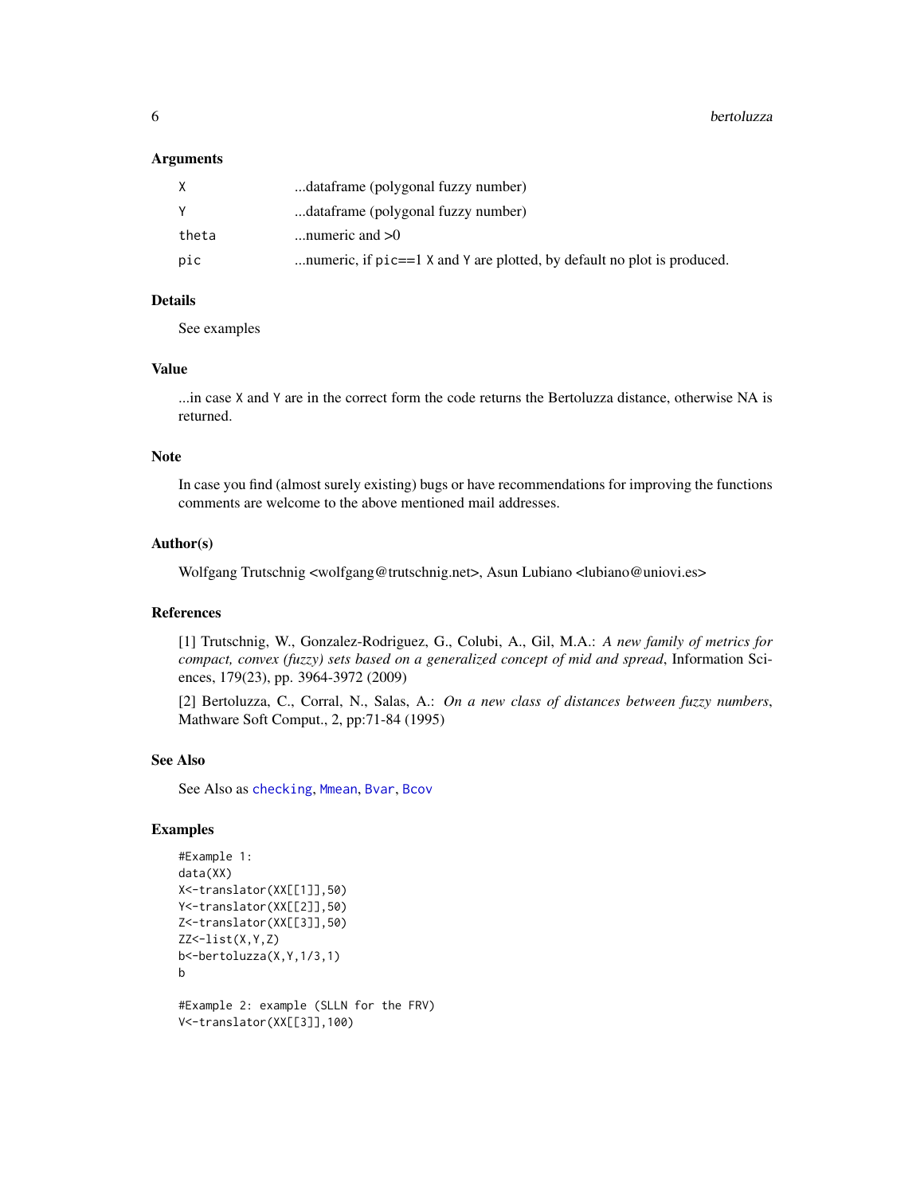### Arguments

| | |
|---|---|
| `X` | ...dataframe (polygonal fuzzy number) |
| `Y` | ...dataframe (polygonal fuzzy number) |
| `theta` | ...numeric and >0 |
| `pic` | ...numeric, if `pic==1` `X` and `Y` are plotted, by default no plot is produced. |

### Details

See examples

### Value

...in case `X` and `Y` are in the correct form the code returns the Bertoluzza distance, otherwise NA is returned.

### Note

In case you find (almost surely existing) bugs or have recommendations for improving the functions comments are welcome to the above mentioned mail addresses.

### Author(s)

Wolfgang Trutschnig <wolfgang@trutschnig.net>, Asun Lubiano <lubiano@uniovi.es>

### References

[1] Trutschnig, W., Gonzalez-Rodriguez, G., Colubi, A., Gil, M.A.: *A new family of metrics for compact, convex (fuzzy) sets based on a generalized concept of mid and spread*, Information Sciences, 179(23), pp. 3964-3972 (2009)

[2] Bertoluzza, C., Corral, N., Salas, A.: *On a new class of distances between fuzzy numbers*, Mathware Soft Comput., 2, pp:71-84 (1995)

### See Also

See Also as `checking`, `Mmean`, `Bvar`, `Bcov`

### Examples

```
#Example 1:
data(XX)
X<-translator(XX[[1]],50)
Y<-translator(XX[[2]],50)
Z<-translator(XX[[3]],50)
ZZ<-list(X,Y,Z)
b<-bertoluzza(X,Y,1/3,1)
b

#Example 2: example (SLLN for the FRV)
V<-translator(XX[[3]],100)
```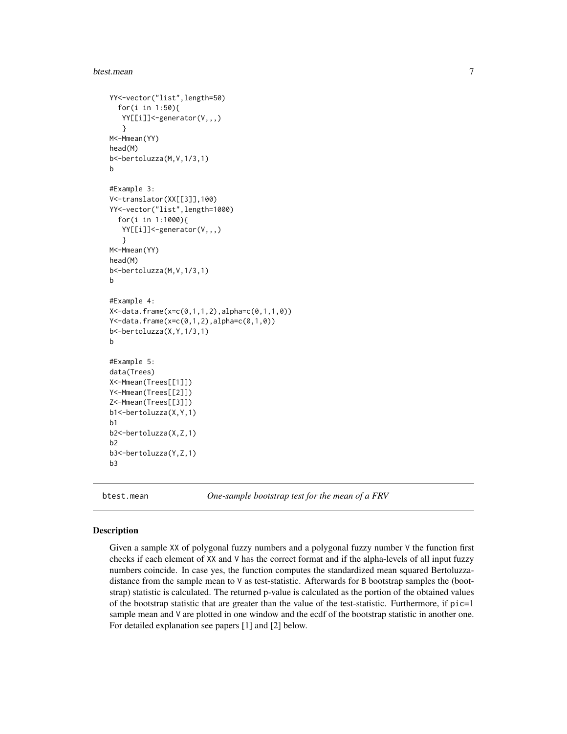```
YY<-vector("list",length=50)
  for(i in 1:50){
   YY[[i]]<-generator(V,,,)
   }
M<-Mmean(YY)
head(M)
b<-bertoluzza(M,V,1/3,1)
b

#Example 3:
V<-translator(XX[[3]],100)
YY<-vector("list",length=1000)
  for(i in 1:1000){
   YY[[i]]<-generator(V,,,)
   }
M<-Mmean(YY)
head(M)
b<-bertoluzza(M,V,1/3,1)
b

#Example 4:
X<-data.frame(x=c(0,1,1,2),alpha=c(0,1,1,0))
Y<-data.frame(x=c(0,1,2),alpha=c(0,1,0))
b<-bertoluzza(X,Y,1/3,1)
b

#Example 5:
data(Trees)
X<-Mmean(Trees[[1]])
Y<-Mmean(Trees[[2]])
Z<-Mmean(Trees[[3]])
b1<-bertoluzza(X,Y,1)
b1
b2<-bertoluzza(X,Z,1)
b2
b3<-bertoluzza(Y,Z,1)
b3
```

## btest.mean *One-sample bootstrap test for the mean of a FRV*

### Description

Given a sample XX of polygonal fuzzy numbers and a polygonal fuzzy number V the function first checks if each element of XX and V has the correct format and if the alpha-levels of all input fuzzy numbers coincide. In case yes, the function computes the standardized mean squared Bertoluzza-distance from the sample mean to V as test-statistic. Afterwards for B bootstrap samples the (bootstrap) statistic is calculated. The returned p-value is calculated as the portion of the obtained values of the bootstrap statistic that are greater than the value of the test-statistic. Furthermore, if pic=1 sample mean and V are plotted in one window and the ecdf of the bootstrap statistic in another one. For detailed explanation see papers [1] and [2] below.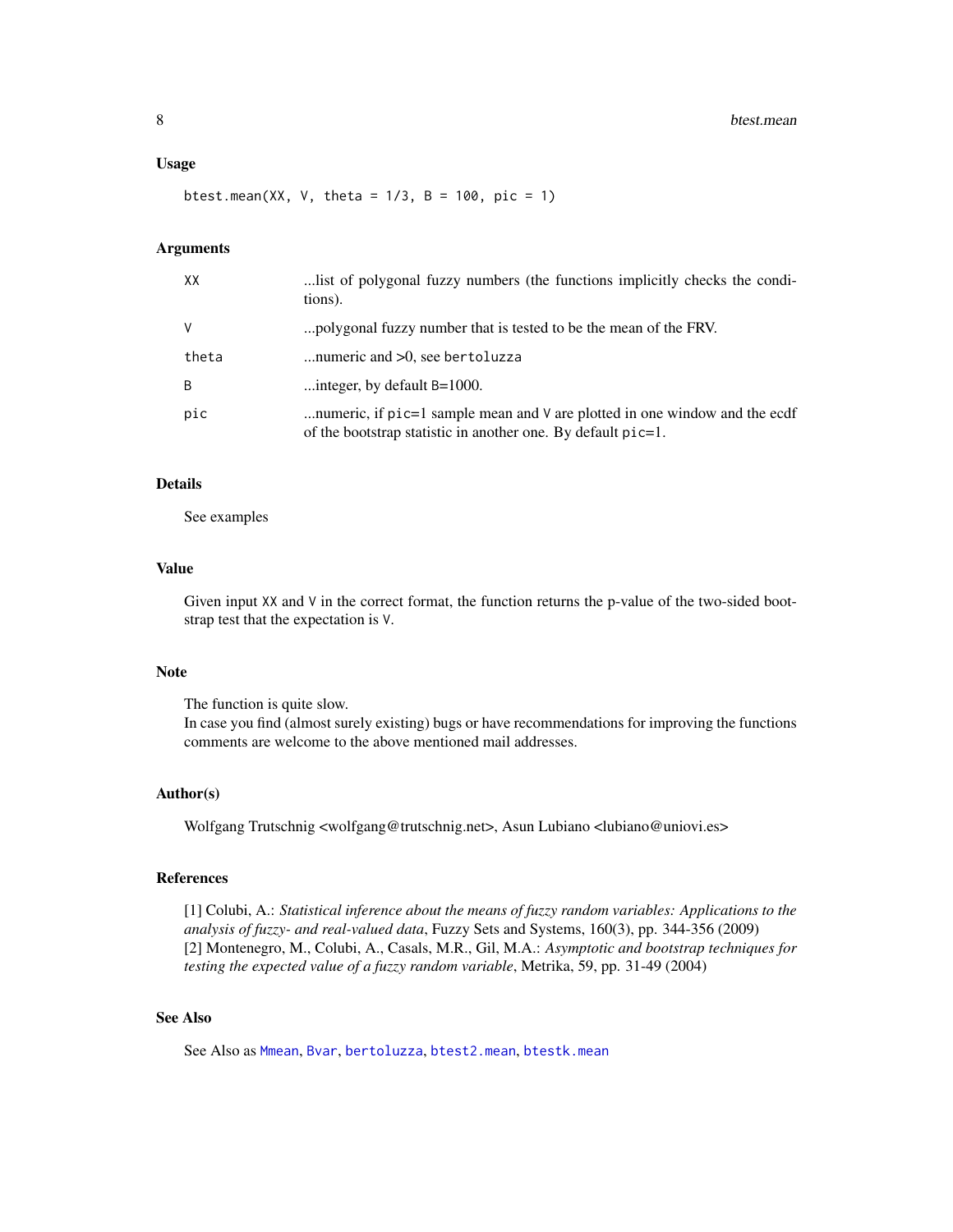## Usage

```
btest.mean(XX, V, theta = 1/3, B = 100, pic = 1)
```

## Arguments

| | |
|---|---|
| XX | ...list of polygonal fuzzy numbers (the functions implicitly checks the conditions). |
| V | ...polygonal fuzzy number that is tested to be the mean of the FRV. |
| theta | ...numeric and >0, see `bertoluzza` |
| B | ...integer, by default `B`=1000. |
| pic | ...numeric, if `pic`=1 sample mean and `V` are plotted in one window and the ecdf of the bootstrap statistic in another one. By default `pic`=1. |

## Details

See examples

## Value

Given input `XX` and `V` in the correct format, the function returns the p-value of the two-sided bootstrap test that the expectation is `V`.

## Note

The function is quite slow.
In case you find (almost surely existing) bugs or have recommendations for improving the functions comments are welcome to the above mentioned mail addresses.

## Author(s)

Wolfgang Trutschnig <wolfgang@trutschnig.net>, Asun Lubiano <lubiano@uniovi.es>

## References

[1] Colubi, A.: *Statistical inference about the means of fuzzy random variables: Applications to the analysis of fuzzy- and real-valued data*, Fuzzy Sets and Systems, 160(3), pp. 344-356 (2009)
[2] Montenegro, M., Colubi, A., Casals, M.R., Gil, M.A.: *Asymptotic and bootstrap techniques for testing the expected value of a fuzzy random variable*, Metrika, 59, pp. 31-49 (2004)

## See Also

See Also as `Mmean`, `Bvar`, `bertoluzza`, `btest2.mean`, `btestk.mean`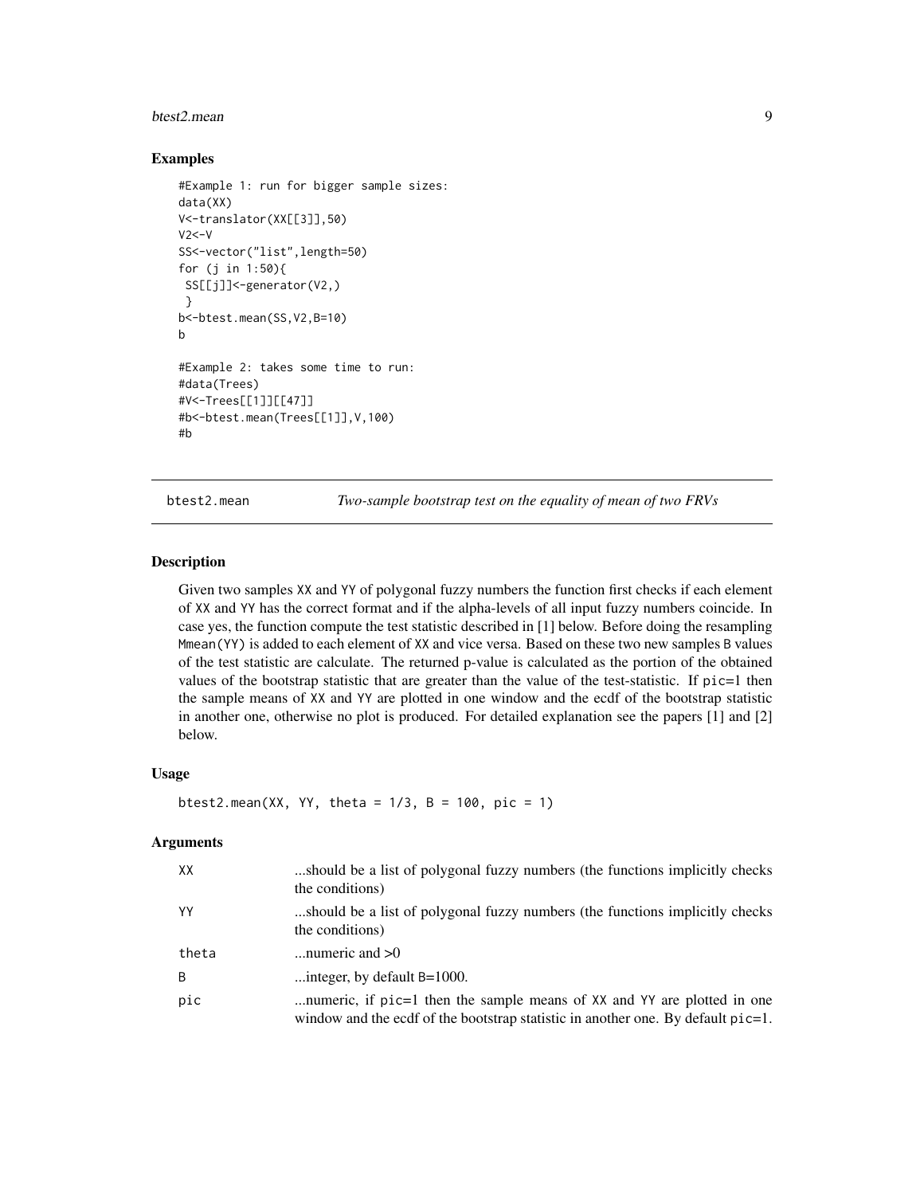## Examples

```
#Example 1: run for bigger sample sizes:
data(XX)
V<-translator(XX[[3]],50)
V2<-V
SS<-vector("list",length=50)
for (j in 1:50){
 SS[[j]]<-generator(V2,)
 }
b<-btest.mean(SS,V2,B=10)
b

#Example 2: takes some time to run:
#data(Trees)
#V<-Trees[[1]][[47]]
#b<-btest.mean(Trees[[1]],V,100)
#b
```

---

# btest2.mean — *Two-sample bootstrap test on the equality of mean of two FRVs*

---

## Description

Given two samples XX and YY of polygonal fuzzy numbers the function first checks if each element of XX and YY has the correct format and if the alpha-levels of all input fuzzy numbers coincide. In case yes, the function compute the test statistic described in [1] below. Before doing the resampling Mmean(YY) is added to each element of XX and vice versa. Based on these two new samples B values of the test statistic are calculate. The returned p-value is calculated as the portion of the obtained values of the bootstrap statistic that are greater than the value of the test-statistic. If pic=1 then the sample means of XX and YY are plotted in one window and the ecdf of the bootstrap statistic in another one, otherwise no plot is produced. For detailed explanation see the papers [1] and [2] below.

## Usage

```
btest2.mean(XX, YY, theta = 1/3, B = 100, pic = 1)
```

## Arguments

| | |
|---|---|
| XX | ...should be a list of polygonal fuzzy numbers (the functions implicitly checks the conditions) |
| YY | ...should be a list of polygonal fuzzy numbers (the functions implicitly checks the conditions) |
| theta | ...numeric and >0 |
| B | ...integer, by default B=1000. |
| pic | ...numeric, if pic=1 then the sample means of XX and YY are plotted in one window and the ecdf of the bootstrap statistic in another one. By default pic=1. |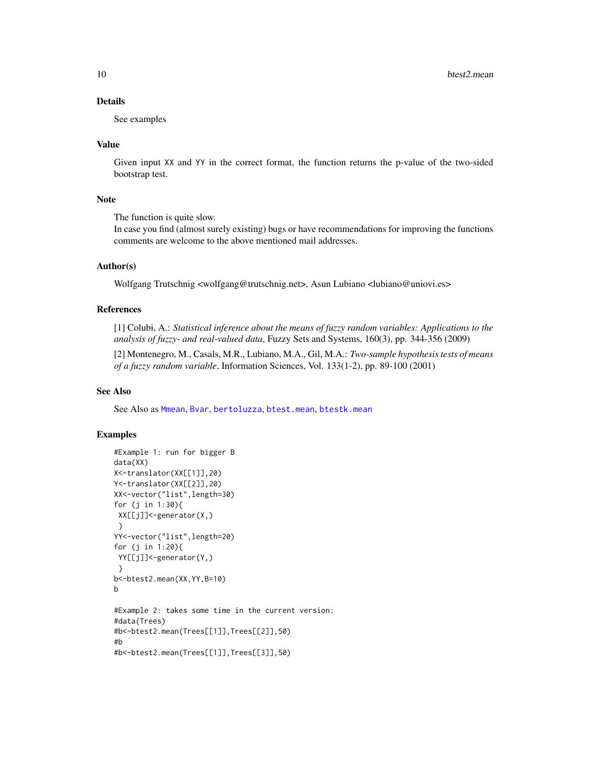### Details

See examples

### Value

Given input XX and YY in the correct format, the function returns the p-value of the two-sided bootstrap test.

### Note

The function is quite slow.
In case you find (almost surely existing) bugs or have recommendations for improving the functions comments are welcome to the above mentioned mail addresses.

### Author(s)

Wolfgang Trutschnig <wolfgang@trutschnig.net>, Asun Lubiano <lubiano@uniovi.es>

### References

[1] Colubi, A.: *Statistical inference about the means of fuzzy random variables: Applications to the analysis of fuzzy- and real-valued data*, Fuzzy Sets and Systems, 160(3), pp. 344-356 (2009)

[2] Montenegro, M., Casals, M.R., Lubiano, M.A., Gil, M.A.: *Two-sample hypothesis tests of means of a fuzzy random variable*, Information Sciences, Vol. 133(1-2), pp. 89-100 (2001)

### See Also

See Also as Mmean, Bvar, bertoluzza, btest.mean, btestk.mean

### Examples

```
#Example 1: run for bigger B
data(XX)
X<-translator(XX[[1]],20)
Y<-translator(XX[[2]],20)
XX<-vector("list",length=30)
for (j in 1:30){
 XX[[j]]<-generator(X,)
 }
YY<-vector("list",length=20)
for (j in 1:20){
 YY[[j]]<-generator(Y,)
 }
b<-btest2.mean(XX,YY,B=10)
b

#Example 2: takes some time in the current version:
#data(Trees)
#b<-btest2.mean(Trees[[1]],Trees[[2]],50)
#b
#b<-btest2.mean(Trees[[1]],Trees[[3]],50)
```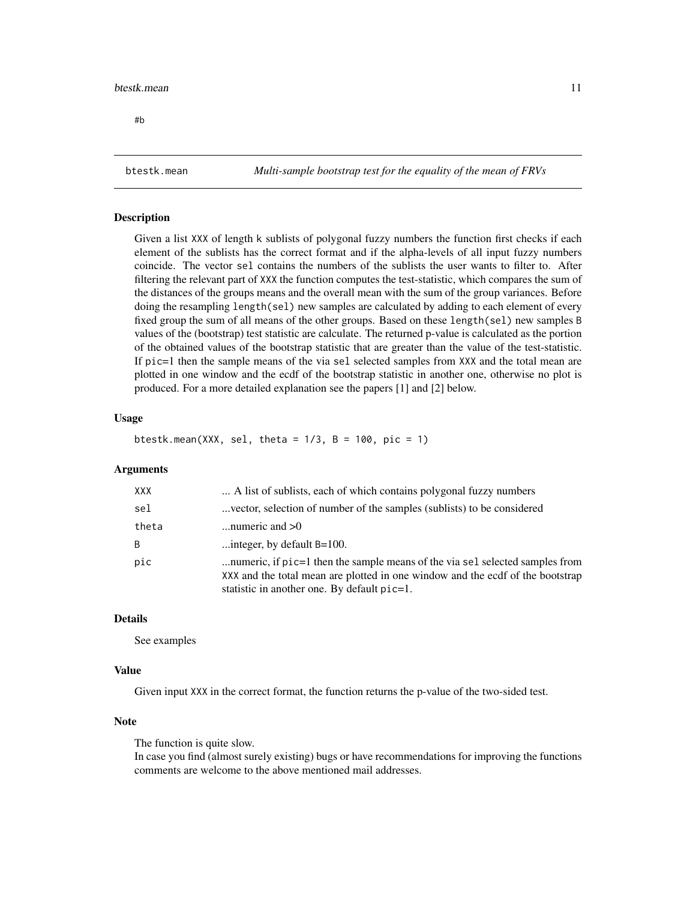#b

## btestk.mean — *Multi-sample bootstrap test for the equality of the mean of FRVs*

### Description

Given a list `XXX` of length k sublists of polygonal fuzzy numbers the function first checks if each element of the sublists has the correct format and if the alpha-levels of all input fuzzy numbers coincide. The vector `sel` contains the numbers of the sublists the user wants to filter to. After filtering the relevant part of `XXX` the function computes the test-statistic, which compares the sum of the distances of the groups means and the overall mean with the sum of the group variances. Before doing the resampling `length(sel)` new samples are calculated by adding to each element of every fixed group the sum of all means of the other groups. Based on these `length(sel)` new samples `B` values of the (bootstrap) test statistic are calculate. The returned p-value is calculated as the portion of the obtained values of the bootstrap statistic that are greater than the value of the test-statistic. If `pic=1` then the sample means of the via `sel` selected samples from `XXX` and the total mean are plotted in one window and the ecdf of the bootstrap statistic in another one, otherwise no plot is produced. For a more detailed explanation see the papers [1] and [2] below.

### Usage

```
btestk.mean(XXX, sel, theta = 1/3, B = 100, pic = 1)
```

### Arguments

| | |
|---|---|
| `XXX` | ... A list of sublists, each of which contains polygonal fuzzy numbers |
| `sel` | ...vector, selection of number of the samples (sublists) to be considered |
| `theta` | ...numeric and >0 |
| `B` | ...integer, by default `B=100`. |
| `pic` | ...numeric, if `pic=1` then the sample means of the via `sel` selected samples from `XXX` and the total mean are plotted in one window and the ecdf of the bootstrap statistic in another one. By default `pic=1`. |

### Details

See examples

### Value

Given input `XXX` in the correct format, the function returns the p-value of the two-sided test.

### Note

The function is quite slow.
In case you find (almost surely existing) bugs or have recommendations for improving the functions comments are welcome to the above mentioned mail addresses.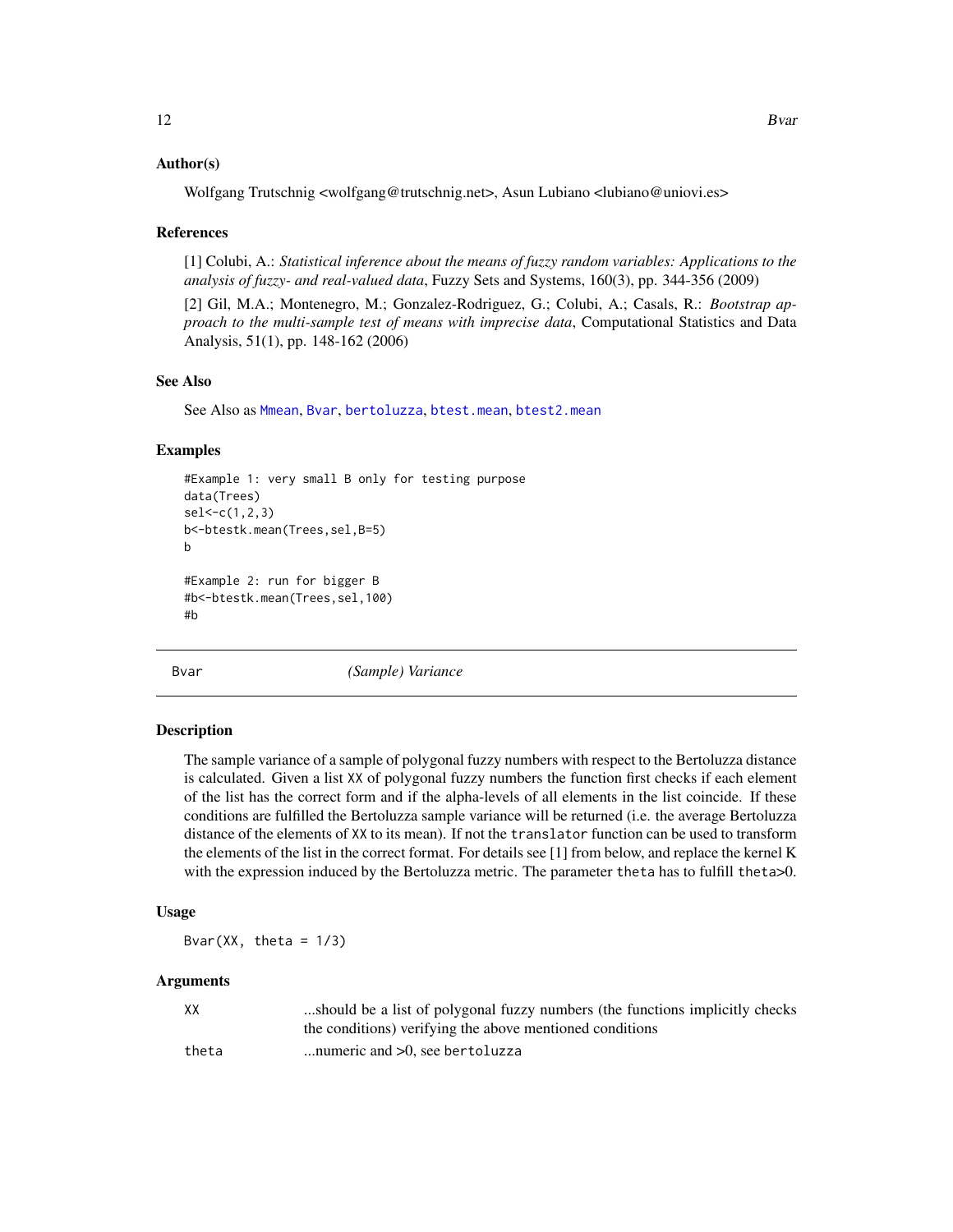### Author(s)

Wolfgang Trutschnig <wolfgang@trutschnig.net>, Asun Lubiano <lubiano@uniovi.es>

### References

[1] Colubi, A.: *Statistical inference about the means of fuzzy random variables: Applications to the analysis of fuzzy- and real-valued data*, Fuzzy Sets and Systems, 160(3), pp. 344-356 (2009)

[2] Gil, M.A.; Montenegro, M.; Gonzalez-Rodriguez, G.; Colubi, A.; Casals, R.: *Bootstrap approach to the multi-sample test of means with imprecise data*, Computational Statistics and Data Analysis, 51(1), pp. 148-162 (2006)

### See Also

See Also as `Mmean`, `Bvar`, `bertoluzza`, `btest.mean`, `btest2.mean`

### Examples

```
#Example 1: very small B only for testing purpose
data(Trees)
sel<-c(1,2,3)
b<-btestk.mean(Trees,sel,B=5)
b

#Example 2: run for bigger B
#b<-btestk.mean(Trees,sel,100)
#b
```

---

## Bvar — *(Sample) Variance*

### Description

The sample variance of a sample of polygonal fuzzy numbers with respect to the Bertoluzza distance is calculated. Given a list `XX` of polygonal fuzzy numbers the function first checks if each element of the list has the correct form and if the alpha-levels of all elements in the list coincide. If these conditions are fulfilled the Bertoluzza sample variance will be returned (i.e. the average Bertoluzza distance of the elements of `XX` to its mean). If not the `translator` function can be used to transform the elements of the list in the correct format. For details see [1] from below, and replace the kernel K with the expression induced by the Bertoluzza metric. The parameter `theta` has to fulfill `theta`>0.

### Usage

```
Bvar(XX, theta = 1/3)
```

### Arguments

| | |
|---|---|
| `XX` | ...should be a list of polygonal fuzzy numbers (the functions implicitly checks the conditions) verifying the above mentioned conditions |
| `theta` | ...numeric and >0, see `bertoluzza` |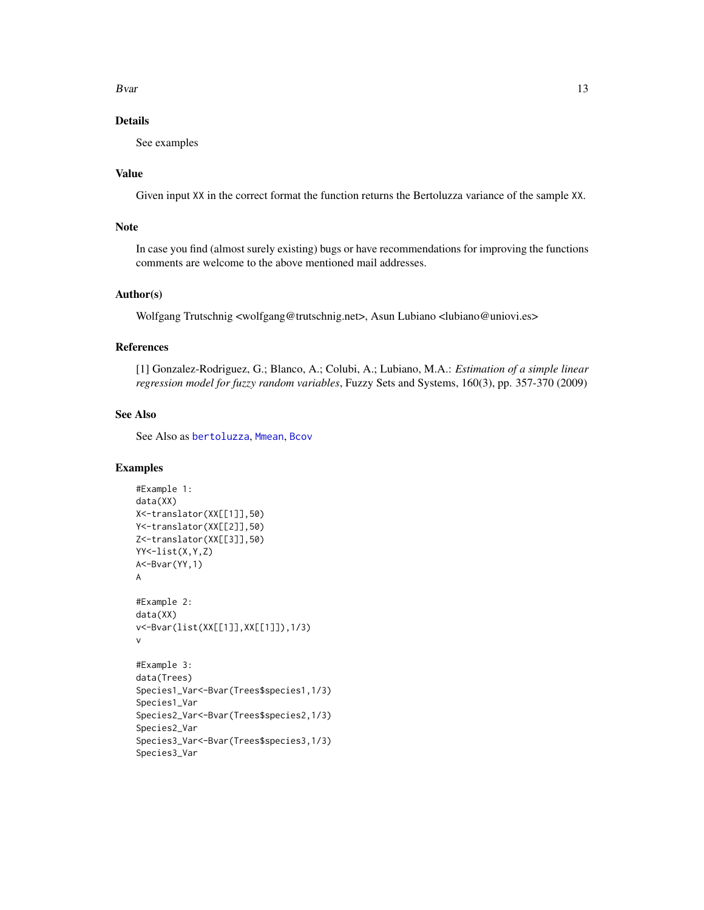## Details

See examples

## Value

Given input XX in the correct format the function returns the Bertoluzza variance of the sample XX.

## Note

In case you find (almost surely existing) bugs or have recommendations for improving the functions comments are welcome to the above mentioned mail addresses.

## Author(s)

Wolfgang Trutschnig <wolfgang@trutschnig.net>, Asun Lubiano <lubiano@uniovi.es>

## References

[1] Gonzalez-Rodriguez, G.; Blanco, A.; Colubi, A.; Lubiano, M.A.: *Estimation of a simple linear regression model for fuzzy random variables*, Fuzzy Sets and Systems, 160(3), pp. 357-370 (2009)

## See Also

See Also as bertoluzza, Mmean, Bcov

## Examples

```
#Example 1:
data(XX)
X<-translator(XX[[1]],50)
Y<-translator(XX[[2]],50)
Z<-translator(XX[[3]],50)
YY<-list(X,Y,Z)
A<-Bvar(YY,1)
A

#Example 2:
data(XX)
v<-Bvar(list(XX[[1]],XX[[1]]),1/3)
v

#Example 3:
data(Trees)
Species1_Var<-Bvar(Trees$species1,1/3)
Species1_Var
Species2_Var<-Bvar(Trees$species2,1/3)
Species2_Var
Species3_Var<-Bvar(Trees$species3,1/3)
Species3_Var
```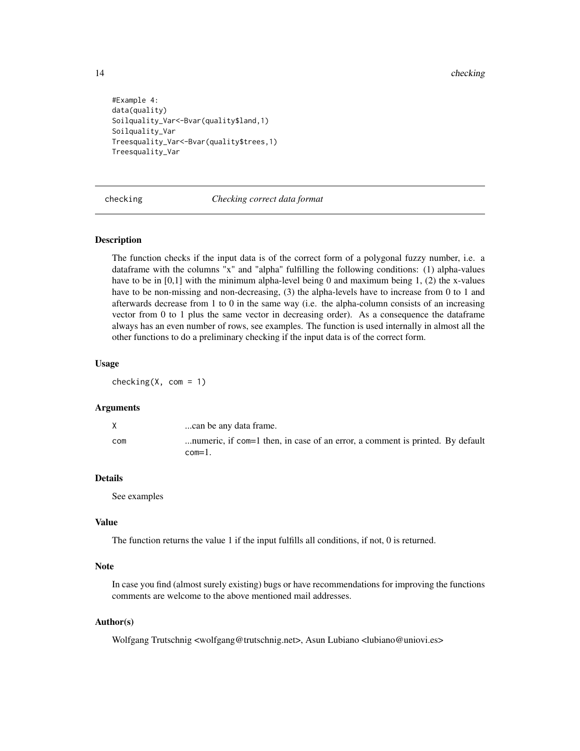```
#Example 4:
data(quality)
Soilquality_Var<-Bvar(quality$land,1)
Soilquality_Var
Treesquality_Var<-Bvar(quality$trees,1)
Treesquality_Var
```

## checking *Checking correct data format*

### Description

The function checks if the input data is of the correct form of a polygonal fuzzy number, i.e. a dataframe with the columns "x" and "alpha" fulfilling the following conditions: (1) alpha-values have to be in [0,1] with the minimum alpha-level being 0 and maximum being 1, (2) the x-values have to be non-missing and non-decreasing, (3) the alpha-levels have to increase from 0 to 1 and afterwards decrease from 1 to 0 in the same way (i.e. the alpha-column consists of an increasing vector from 0 to 1 plus the same vector in decreasing order). As a consequence the dataframe always has an even number of rows, see examples. The function is used internally in almost all the other functions to do a preliminary checking if the input data is of the correct form.

### Usage

```
checking(X, com = 1)
```

### Arguments

| | |
|---|---|
| X | ...can be any data frame. |
| com | ...numeric, if com=1 then, in case of an error, a comment is printed. By default com=1. |

### Details

See examples

### Value

The function returns the value 1 if the input fulfills all conditions, if not, 0 is returned.

### Note

In case you find (almost surely existing) bugs or have recommendations for improving the functions comments are welcome to the above mentioned mail addresses.

### Author(s)

Wolfgang Trutschnig <wolfgang@trutschnig.net>, Asun Lubiano <lubiano@uniovi.es>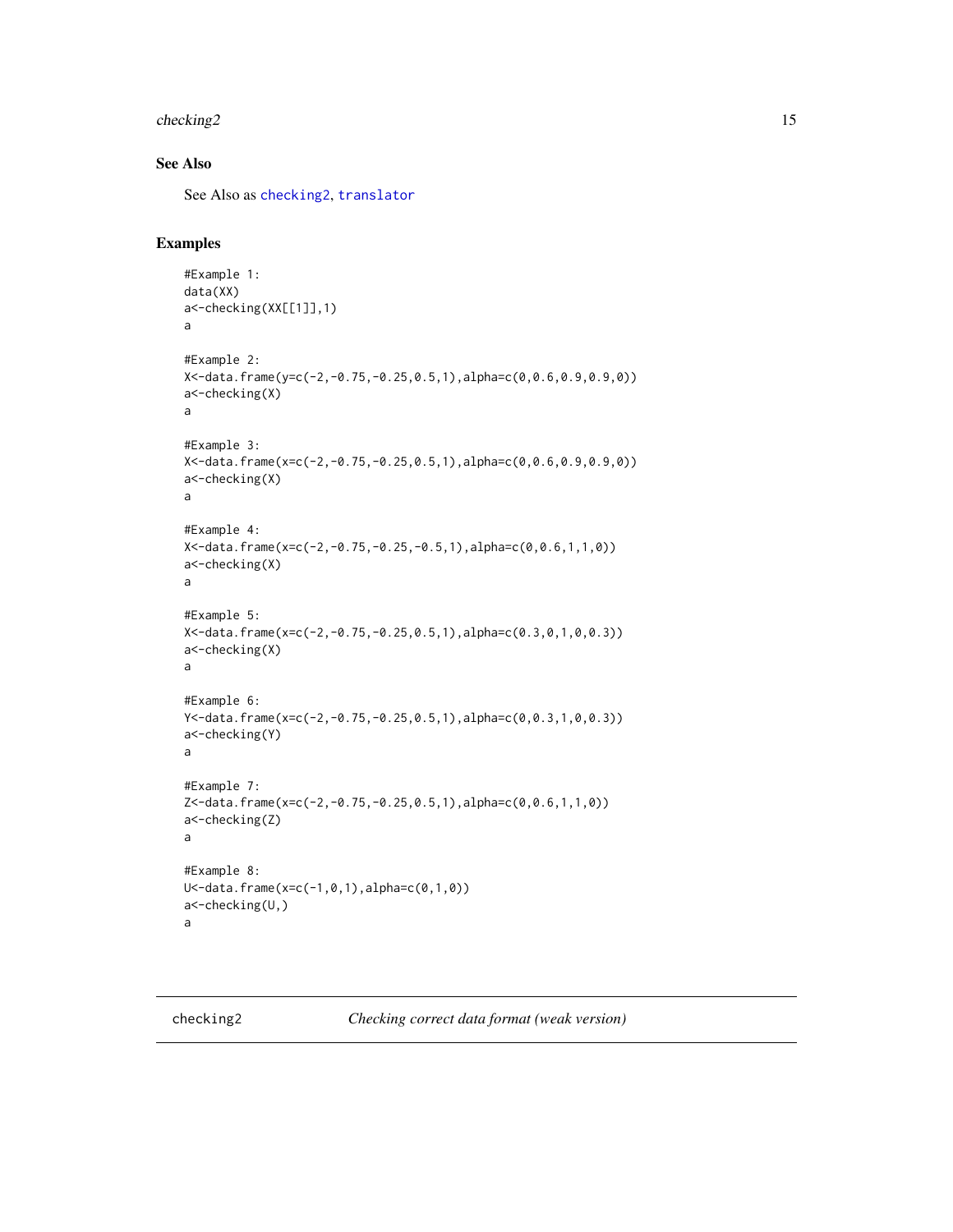### See Also

See Also as `checking2`, `translator`

### Examples

```
#Example 1:
data(XX)
a<-checking(XX[[1]],1)
a

#Example 2:
X<-data.frame(y=c(-2,-0.75,-0.25,0.5,1),alpha=c(0,0.6,0.9,0.9,0))
a<-checking(X)
a

#Example 3:
X<-data.frame(x=c(-2,-0.75,-0.25,0.5,1),alpha=c(0,0.6,0.9,0.9,0))
a<-checking(X)
a

#Example 4:
X<-data.frame(x=c(-2,-0.75,-0.25,-0.5,1),alpha=c(0,0.6,1,1,0))
a<-checking(X)
a

#Example 5:
X<-data.frame(x=c(-2,-0.75,-0.25,0.5,1),alpha=c(0.3,0,1,0,0.3))
a<-checking(X)
a

#Example 6:
Y<-data.frame(x=c(-2,-0.75,-0.25,0.5,1),alpha=c(0,0.3,1,0,0.3))
a<-checking(Y)
a

#Example 7:
Z<-data.frame(x=c(-2,-0.75,-0.25,0.5,1),alpha=c(0,0.6,1,1,0))
a<-checking(Z)
a

#Example 8:
U<-data.frame(x=c(-1,0,1),alpha=c(0,1,0))
a<-checking(U,)
a
```

---

## checking2 *Checking correct data format (weak version)*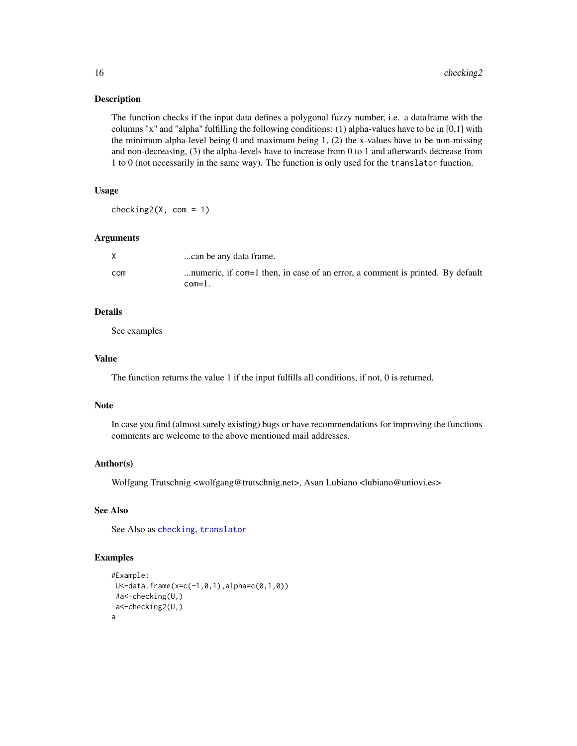## Description

The function checks if the input data defines a polygonal fuzzy number, i.e. a dataframe with the columns "x" and "alpha" fulfilling the following conditions: (1) alpha-values have to be in [0,1] with the minimum alpha-level being 0 and maximum being 1, (2) the x-values have to be non-missing and non-decreasing, (3) the alpha-levels have to increase from 0 to 1 and afterwards decrease from 1 to 0 (not necessarily in the same way). The function is only used for the `translator` function.

## Usage

```
checking2(X, com = 1)
```

## Arguments

| | |
|---|---|
| `X` | ...can be any data frame. |
| `com` | ...numeric, if `com=1` then, in case of an error, a comment is printed. By default `com=1`. |

## Details

See examples

## Value

The function returns the value 1 if the input fulfills all conditions, if not, 0 is returned.

## Note

In case you find (almost surely existing) bugs or have recommendations for improving the functions comments are welcome to the above mentioned mail addresses.

## Author(s)

Wolfgang Trutschnig <wolfgang@trutschnig.net>, Asun Lubiano <lubiano@uniovi.es>

## See Also

See Also as `checking`, `translator`

## Examples

```
#Example:
 U<-data.frame(x=c(-1,0,1),alpha=c(0,1,0))
 #a<-checking(U,)
 a<-checking2(U,)
a
```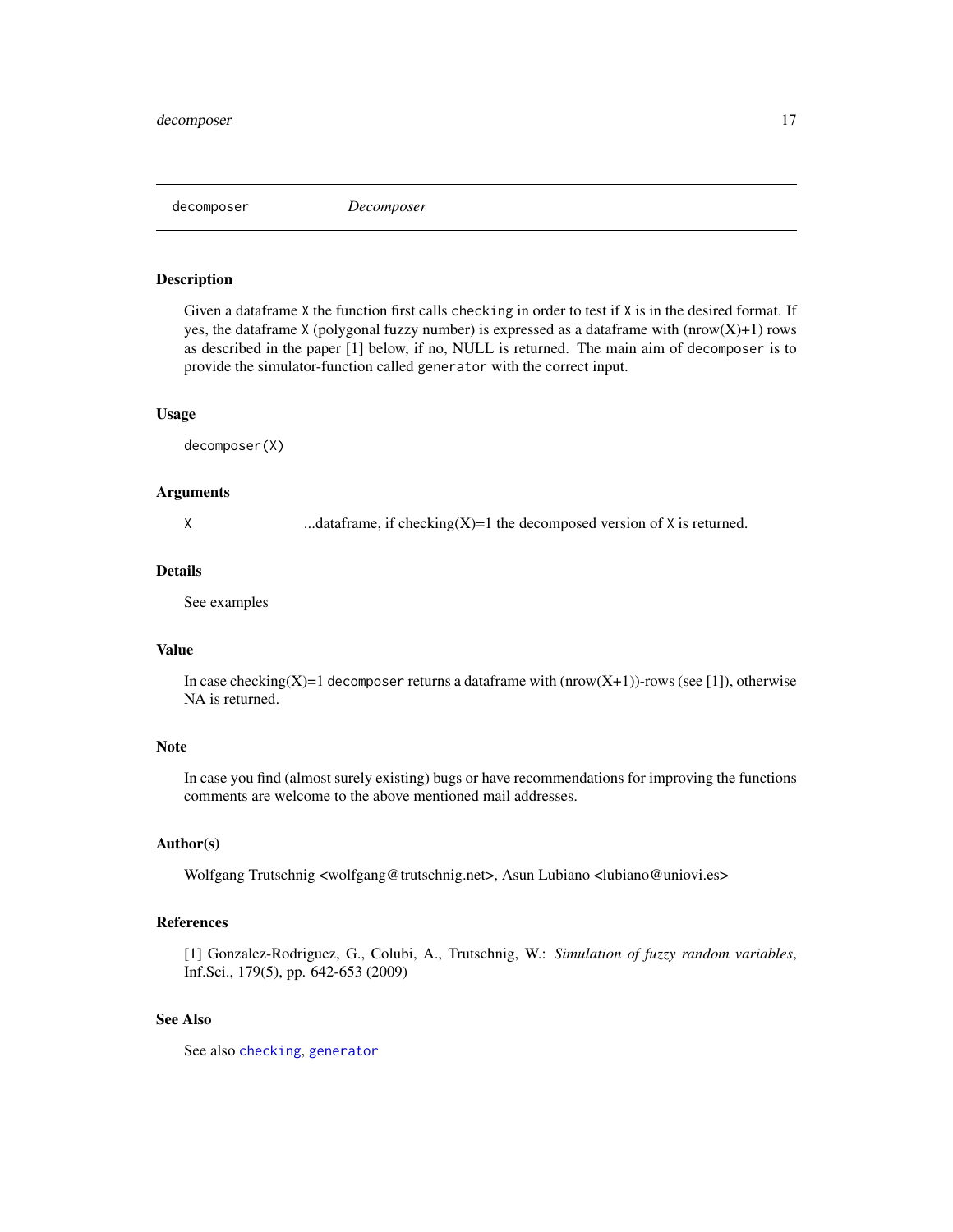## decomposer — *Decomposer*

### Description

Given a dataframe `X` the function first calls `checking` in order to test if `X` is in the desired format. If yes, the dataframe `X` (polygonal fuzzy number) is expressed as a dataframe with (nrow(X)+1) rows as described in the paper [1] below, if no, NULL is returned. The main aim of `decomposer` is to provide the simulator-function called `generator` with the correct input.

### Usage

```
decomposer(X)
```

### Arguments

| | |
|---|---|
| `X` | ...dataframe, if checking(X)=1 the decomposed version of `X` is returned. |

### Details

See examples

### Value

In case checking(X)=1 `decomposer` returns a dataframe with (nrow(X+1))-rows (see [1]), otherwise NA is returned.

### Note

In case you find (almost surely existing) bugs or have recommendations for improving the functions comments are welcome to the above mentioned mail addresses.

### Author(s)

Wolfgang Trutschnig <wolfgang@trutschnig.net>, Asun Lubiano <lubiano@uniovi.es>

### References

[1] Gonzalez-Rodriguez, G., Colubi, A., Trutschnig, W.: *Simulation of fuzzy random variables*, Inf.Sci., 179(5), pp. 642-653 (2009)

### See Also

See also `checking`, `generator`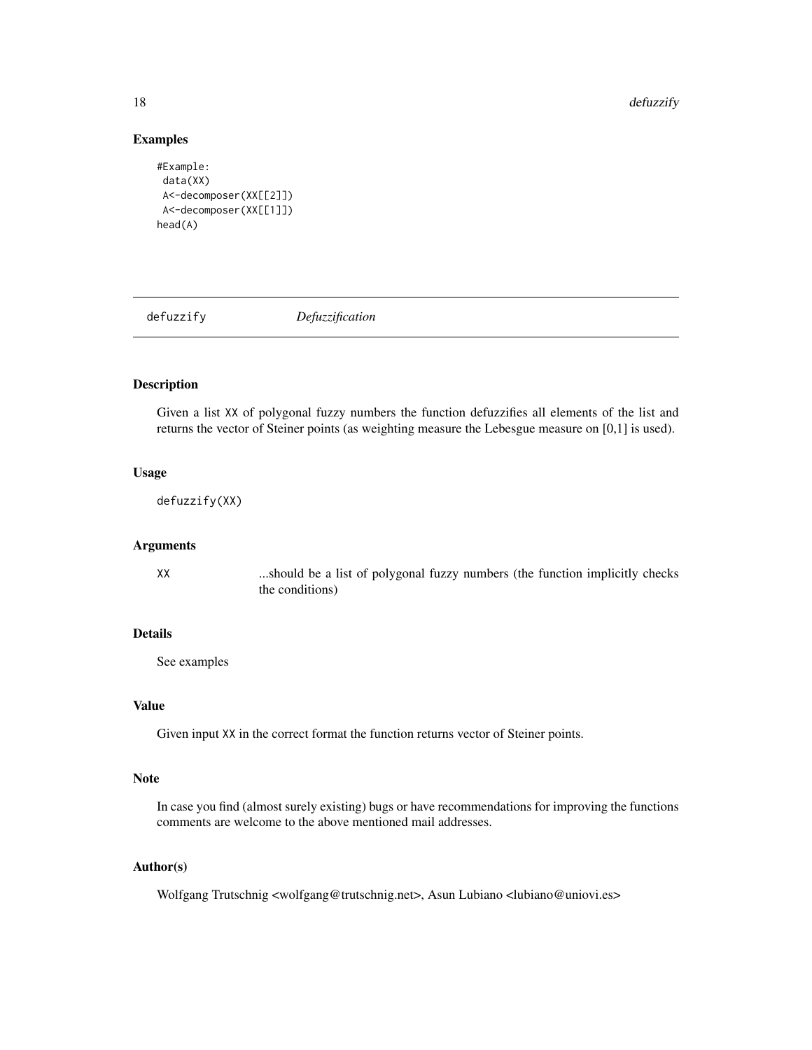## Examples

```
#Example:
 data(XX)
 A<-decomposer(XX[[2]])
 A<-decomposer(XX[[1]])
head(A)
```

---

# defuzzify — *Defuzzification*

---

## Description

Given a list XX of polygonal fuzzy numbers the function defuzzifies all elements of the list and returns the vector of Steiner points (as weighting measure the Lebesgue measure on [0,1] is used).

## Usage

```
defuzzify(XX)
```

## Arguments

| | |
|---|---|
| XX | ...should be a list of polygonal fuzzy numbers (the function implicitly checks the conditions) |

## Details

See examples

## Value

Given input XX in the correct format the function returns vector of Steiner points.

## Note

In case you find (almost surely existing) bugs or have recommendations for improving the functions comments are welcome to the above mentioned mail addresses.

## Author(s)

Wolfgang Trutschnig <wolfgang@trutschnig.net>, Asun Lubiano <lubiano@uniovi.es>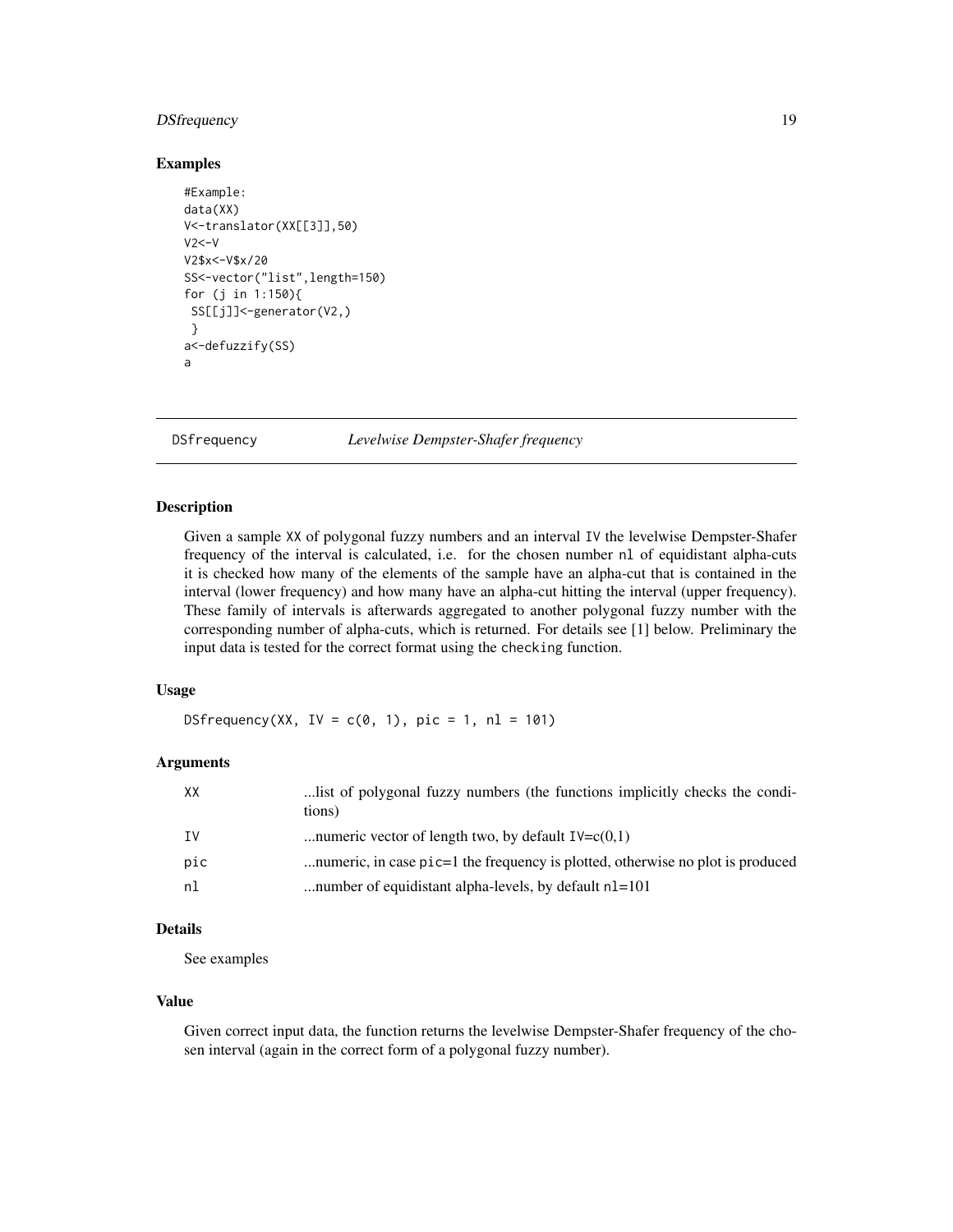## Examples

```
#Example:
data(XX)
V<-translator(XX[[3]],50)
V2<-V
V2$x<-V$x/20
SS<-vector("list",length=150)
for (j in 1:150){
 SS[[j]]<-generator(V2,)
 }
a<-defuzzify(SS)
a
```

---

# DSfrequency *Levelwise Dempster-Shafer frequency*

## Description

Given a sample XX of polygonal fuzzy numbers and an interval IV the levelwise Dempster-Shafer frequency of the interval is calculated, i.e. for the chosen number nl of equidistant alpha-cuts it is checked how many of the elements of the sample have an alpha-cut that is contained in the interval (lower frequency) and how many have an alpha-cut hitting the interval (upper frequency). These family of intervals is afterwards aggregated to another polygonal fuzzy number with the corresponding number of alpha-cuts, which is returned. For details see [1] below. Preliminary the input data is tested for the correct format using the checking function.

## Usage

```
DSfrequency(XX, IV = c(0, 1), pic = 1, nl = 101)
```

## Arguments

| | |
|---|---|
| XX | ...list of polygonal fuzzy numbers (the functions implicitly checks the conditions) |
| IV | ...numeric vector of length two, by default IV=c(0,1) |
| pic | ...numeric, in case pic=1 the frequency is plotted, otherwise no plot is produced |
| nl | ...number of equidistant alpha-levels, by default nl=101 |

## Details

See examples

## Value

Given correct input data, the function returns the levelwise Dempster-Shafer frequency of the chosen interval (again in the correct form of a polygonal fuzzy number).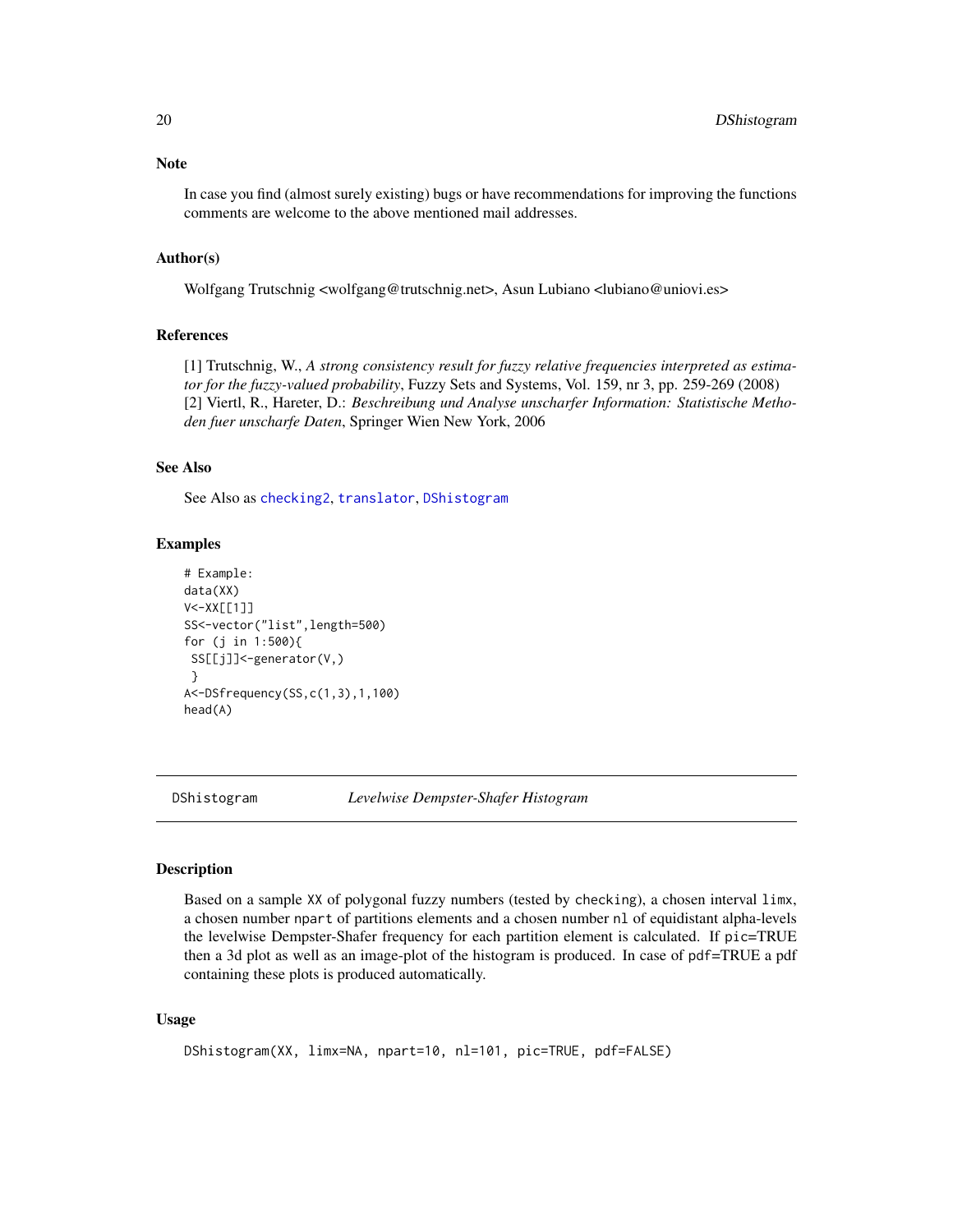### Note

In case you find (almost surely existing) bugs or have recommendations for improving the functions comments are welcome to the above mentioned mail addresses.

### Author(s)

Wolfgang Trutschnig <wolfgang@trutschnig.net>, Asun Lubiano <lubiano@uniovi.es>

### References

[1] Trutschnig, W., *A strong consistency result for fuzzy relative frequencies interpreted as estimator for the fuzzy-valued probability*, Fuzzy Sets and Systems, Vol. 159, nr 3, pp. 259-269 (2008)
[2] Viertl, R., Hareter, D.: *Beschreibung und Analyse unscharfer Information: Statistische Methoden fuer unscharfe Daten*, Springer Wien New York, 2006

### See Also

See Also as checking2, translator, DShistogram

### Examples

```
# Example:
data(XX)
V<-XX[[1]]
SS<-vector("list",length=500)
for (j in 1:500){
 SS[[j]]<-generator(V,)
 }
A<-DSfrequency(SS,c(1,3),1,100)
head(A)
```

---

## DShistogram    *Levelwise Dempster-Shafer Histogram*

### Description

Based on a sample XX of polygonal fuzzy numbers (tested by checking), a chosen interval limx, a chosen number npart of partitions elements and a chosen number nl of equidistant alpha-levels the levelwise Dempster-Shafer frequency for each partition element is calculated. If pic=TRUE then a 3d plot as well as an image-plot of the histogram is produced. In case of pdf=TRUE a pdf containing these plots is produced automatically.

### Usage

```
DShistogram(XX, limx=NA, npart=10, nl=101, pic=TRUE, pdf=FALSE)
```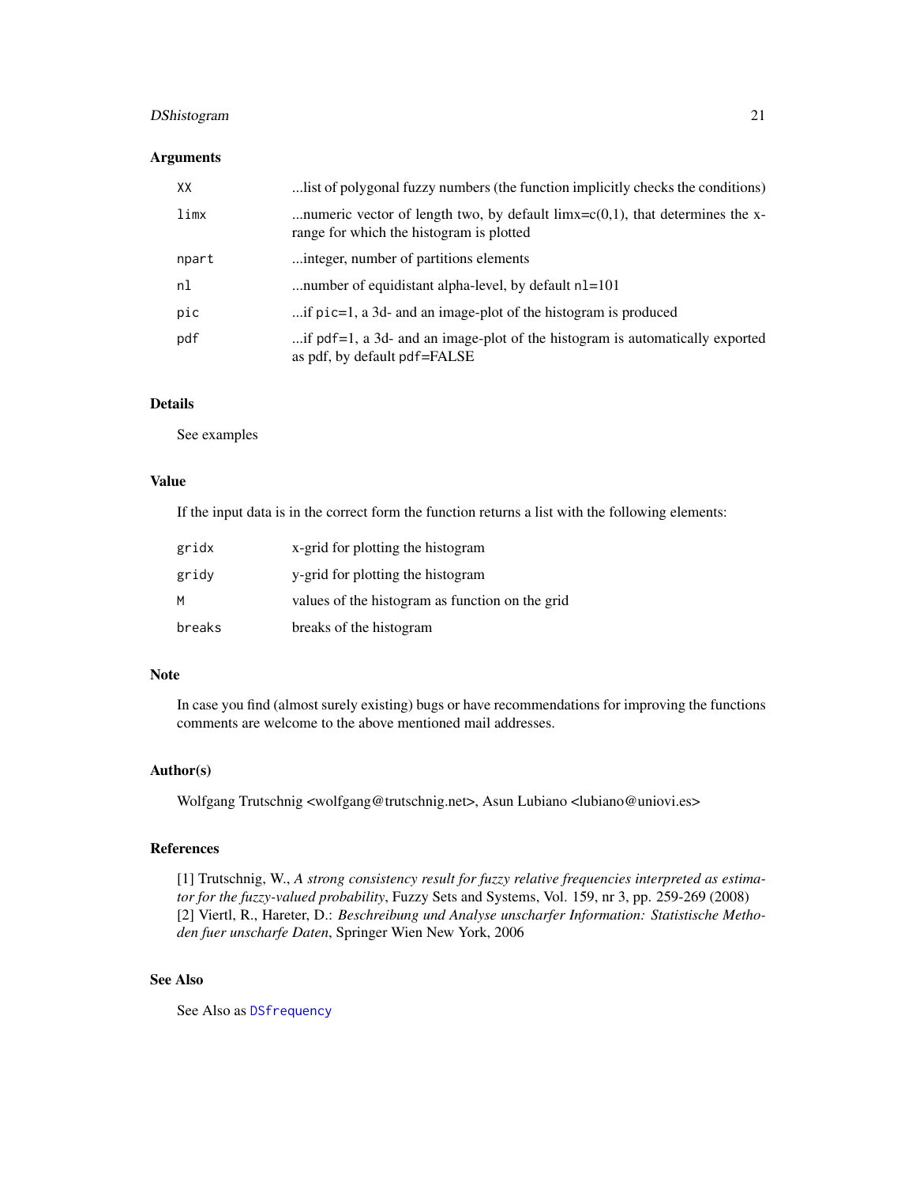## Arguments

| | |
|---|---|
| XX | ...list of polygonal fuzzy numbers (the function implicitly checks the conditions) |
| limx | ...numeric vector of length two, by default limx=c(0,1), that determines the x-range for which the histogram is plotted |
| npart | ...integer, number of partitions elements |
| nl | ...number of equidistant alpha-level, by default `nl=101` |
| pic | ...if `pic=1`, a 3d- and an image-plot of the histogram is produced |
| pdf | ...if `pdf=1`, a 3d- and an image-plot of the histogram is automatically exported as pdf, by default `pdf=FALSE` |

## Details

See examples

## Value

If the input data is in the correct form the function returns a list with the following elements:

| | |
|---|---|
| gridx | x-grid for plotting the histogram |
| gridy | y-grid for plotting the histogram |
| M | values of the histogram as function on the grid |
| breaks | breaks of the histogram |

## Note

In case you find (almost surely existing) bugs or have recommendations for improving the functions comments are welcome to the above mentioned mail addresses.

## Author(s)

Wolfgang Trutschnig <wolfgang@trutschnig.net>, Asun Lubiano <lubiano@uniovi.es>

## References

[1] Trutschnig, W., *A strong consistency result for fuzzy relative frequencies interpreted as estimator for the fuzzy-valued probability*, Fuzzy Sets and Systems, Vol. 159, nr 3, pp. 259-269 (2008)
[2] Viertl, R., Hareter, D.: *Beschreibung und Analyse unscharfer Information: Statistische Methoden fuer unscharfe Daten*, Springer Wien New York, 2006

## See Also

See Also as `DSfrequency`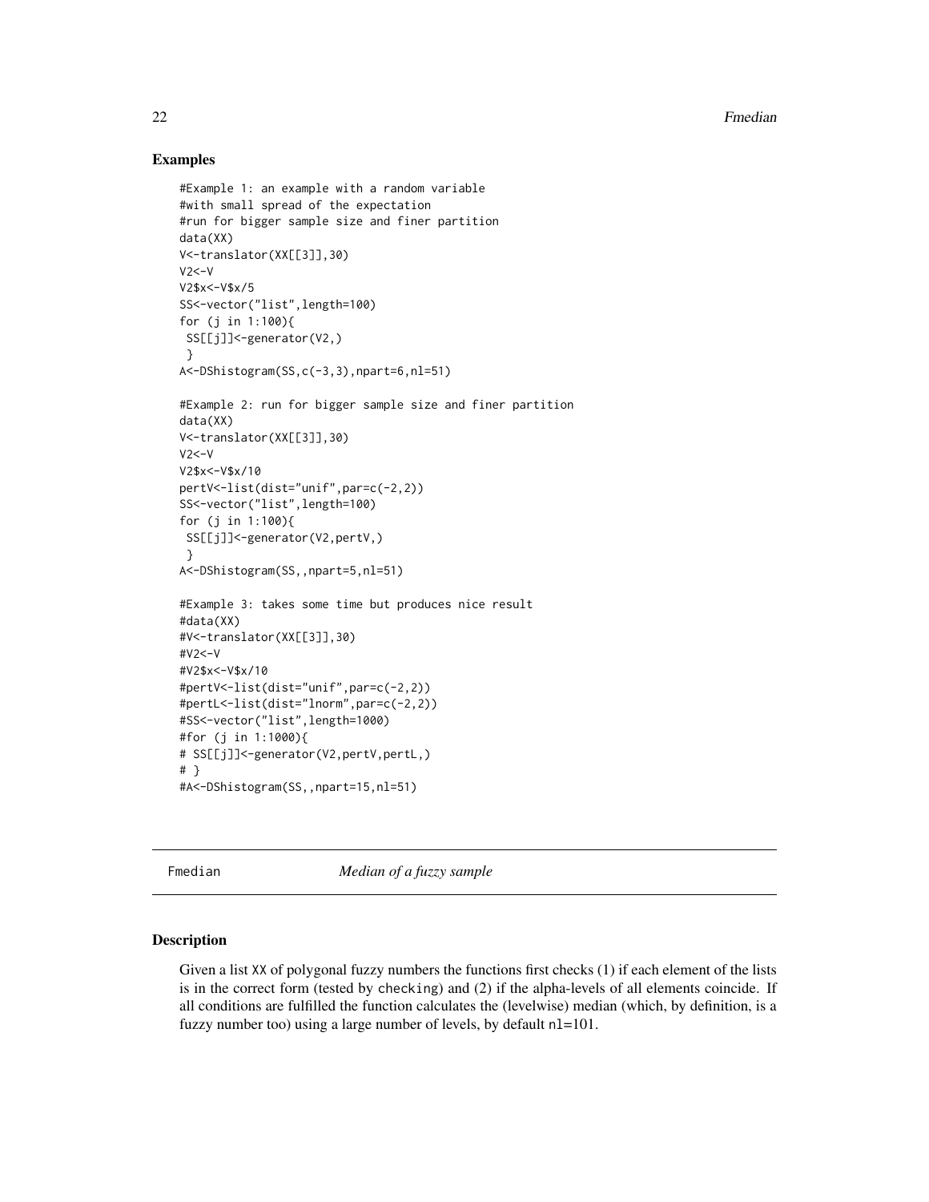## Examples

```
#Example 1: an example with a random variable
#with small spread of the expectation
#run for bigger sample size and finer partition
data(XX)
V<-translator(XX[[3]],30)
V2<-V
V2$x<-V$x/5
SS<-vector("list",length=100)
for (j in 1:100){
 SS[[j]]<-generator(V2,)
 }
A<-DShistogram(SS,c(-3,3),npart=6,nl=51)

#Example 2: run for bigger sample size and finer partition
data(XX)
V<-translator(XX[[3]],30)
V2<-V
V2$x<-V$x/10
pertV<-list(dist="unif",par=c(-2,2))
SS<-vector("list",length=100)
for (j in 1:100){
 SS[[j]]<-generator(V2,pertV,)
 }
A<-DShistogram(SS,,npart=5,nl=51)

#Example 3: takes some time but produces nice result
#data(XX)
#V<-translator(XX[[3]],30)
#V2<-V
#V2$x<-V$x/10
#pertV<-list(dist="unif",par=c(-2,2))
#pertL<-list(dist="lnorm",par=c(-2,2))
#SS<-vector("list",length=1000)
#for (j in 1:1000){
# SS[[j]]<-generator(V2,pertV,pertL,)
# }
#A<-DShistogram(SS,,npart=15,nl=51)
```

---

# Fmedian — *Median of a fuzzy sample*

## Description

Given a list XX of polygonal fuzzy numbers the functions first checks (1) if each element of the lists is in the correct form (tested by checking) and (2) if the alpha-levels of all elements coincide. If all conditions are fulfilled the function calculates the (levelwise) median (which, by definition, is a fuzzy number too) using a large number of levels, by default nl=101.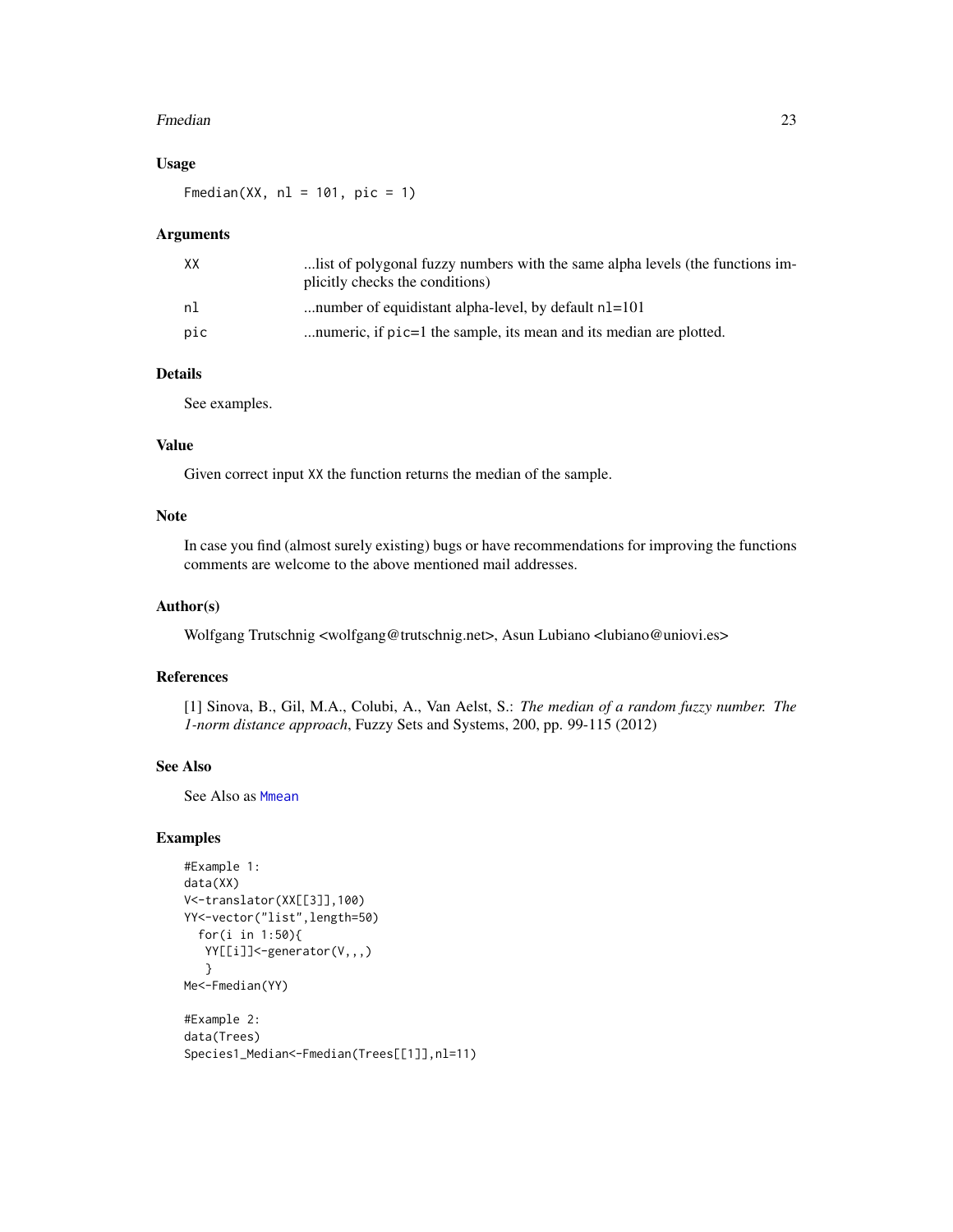## Usage

```
Fmedian(XX, nl = 101, pic = 1)
```

## Arguments

| | |
|---|---|
| XX | ...list of polygonal fuzzy numbers with the same alpha levels (the functions implicitly checks the conditions) |
| nl | ...number of equidistant alpha-level, by default nl=101 |
| pic | ...numeric, if pic=1 the sample, its mean and its median are plotted. |

## Details

See examples.

## Value

Given correct input XX the function returns the median of the sample.

## Note

In case you find (almost surely existing) bugs or have recommendations for improving the functions comments are welcome to the above mentioned mail addresses.

## Author(s)

Wolfgang Trutschnig <wolfgang@trutschnig.net>, Asun Lubiano <lubiano@uniovi.es>

## References

[1] Sinova, B., Gil, M.A., Colubi, A., Van Aelst, S.: *The median of a random fuzzy number. The 1-norm distance approach*, Fuzzy Sets and Systems, 200, pp. 99-115 (2012)

## See Also

See Also as Mmean

## Examples

```
#Example 1:
data(XX)
V<-translator(XX[[3]],100)
YY<-vector("list",length=50)
  for(i in 1:50){
   YY[[i]]<-generator(V,,,)
   }
Me<-Fmedian(YY)

#Example 2:
data(Trees)
Species1_Median<-Fmedian(Trees[[1]],nl=11)
```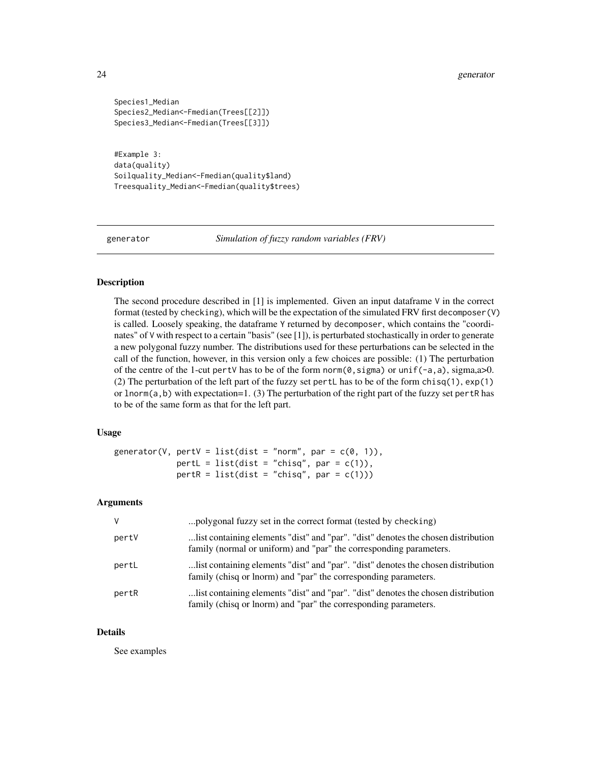```
Species1_Median
Species2_Median<-Fmedian(Trees[[2]])
Species3_Median<-Fmedian(Trees[[3]])


#Example 3:
data(quality)
Soilquality_Median<-Fmedian(quality$land)
Treesquality_Median<-Fmedian(quality$trees)
```

---

## generator — *Simulation of fuzzy random variables (FRV)*

### Description

The second procedure described in [1] is implemented. Given an input dataframe `V` in the correct format (tested by `checking`), which will be the expectation of the simulated FRV first `decomposer(V)` is called. Loosely speaking, the dataframe `Y` returned by `decomposer`, which contains the "coordinates" of `V` with respect to a certain "basis" (see [1]), is perturbated stochastically in order to generate a new polygonal fuzzy number. The distributions used for these perturbations can be selected in the call of the function, however, in this version only a few choices are possible: (1) The perturbation of the centre of the 1-cut `pertV` has to be of the form `norm(0,sigma)` or `unif(-a,a)`, sigma,a>0. (2) The perturbation of the left part of the fuzzy set `pertL` has to be of the form `chisq(1)`, `exp(1)` or `lnorm(a,b)` with expectation=1. (3) The perturbation of the right part of the fuzzy set `pertR` has to be of the same form as that for the left part.

### Usage

```
generator(V, pertV = list(dist = "norm", par = c(0, 1)),
             pertL = list(dist = "chisq", par = c(1)),
             pertR = list(dist = "chisq", par = c(1)))
```

### Arguments

| | |
|---|---|
| V | ...polygonal fuzzy set in the correct format (tested by `checking`) |
| pertV | ...list containing elements "dist" and "par". "dist" denotes the chosen distribution family (normal or uniform) and "par" the corresponding parameters. |
| pertL | ...list containing elements "dist" and "par". "dist" denotes the chosen distribution family (chisq or lnorm) and "par" the corresponding parameters. |
| pertR | ...list containing elements "dist" and "par". "dist" denotes the chosen distribution family (chisq or lnorm) and "par" the corresponding parameters. |

### Details

See examples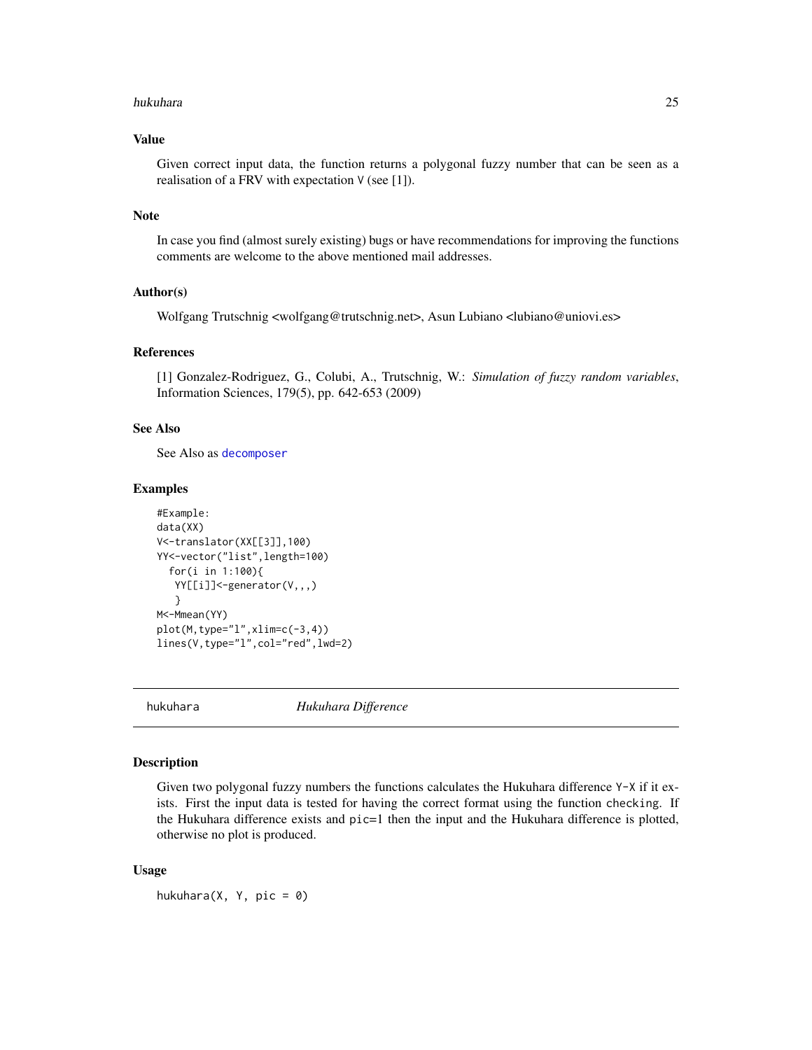### Value

Given correct input data, the function returns a polygonal fuzzy number that can be seen as a realisation of a FRV with expectation V (see [1]).

### Note

In case you find (almost surely existing) bugs or have recommendations for improving the functions comments are welcome to the above mentioned mail addresses.

### Author(s)

Wolfgang Trutschnig <wolfgang@trutschnig.net>, Asun Lubiano <lubiano@uniovi.es>

### References

[1] Gonzalez-Rodriguez, G., Colubi, A., Trutschnig, W.: *Simulation of fuzzy random variables*, Information Sciences, 179(5), pp. 642-653 (2009)

### See Also

See Also as `decomposer`

### Examples

```
#Example:
data(XX)
V<-translator(XX[[3]],100)
YY<-vector("list",length=100)
  for(i in 1:100){
   YY[[i]]<-generator(V,,,)
    }
M<-Mmean(YY)
plot(M,type="l",xlim=c(-3,4))
lines(V,type="l",col="red",lwd=2)
```

---

## hukuhara — *Hukuhara Difference*

---

### Description

Given two polygonal fuzzy numbers the functions calculates the Hukuhara difference Y-X if it exists. First the input data is tested for having the correct format using the function checking. If the Hukuhara difference exists and pic=1 then the input and the Hukuhara difference is plotted, otherwise no plot is produced.

### Usage

```
hukuhara(X, Y, pic = 0)
```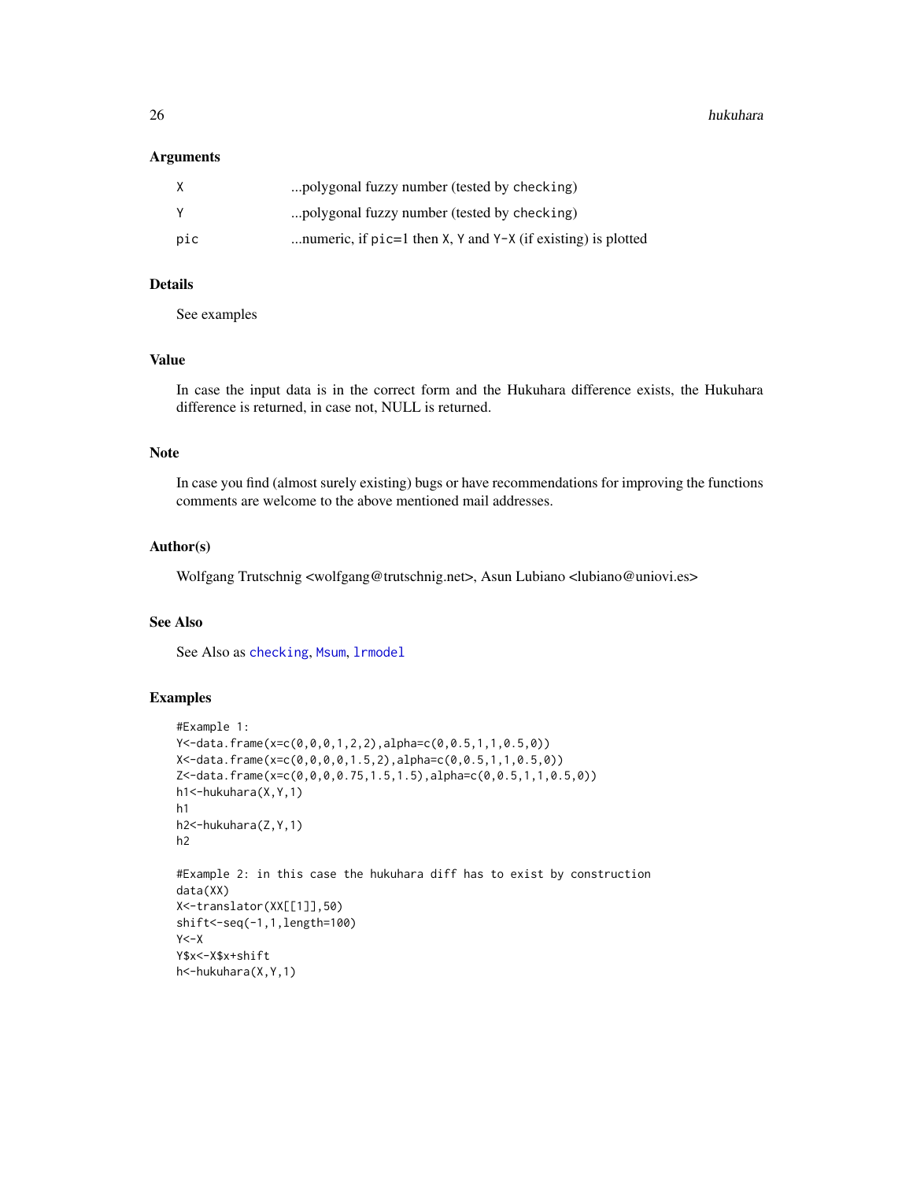## Arguments

| | |
|---|---|
| X | ...polygonal fuzzy number (tested by checking) |
| Y | ...polygonal fuzzy number (tested by checking) |
| pic | ...numeric, if pic=1 then X, Y and Y-X (if existing) is plotted |

## Details

See examples

## Value

In case the input data is in the correct form and the Hukuhara difference exists, the Hukuhara difference is returned, in case not, NULL is returned.

## Note

In case you find (almost surely existing) bugs or have recommendations for improving the functions comments are welcome to the above mentioned mail addresses.

## Author(s)

Wolfgang Trutschnig <wolfgang@trutschnig.net>, Asun Lubiano <lubiano@uniovi.es>

## See Also

See Also as checking, Msum, lrmodel

## Examples

```
#Example 1:
Y<-data.frame(x=c(0,0,0,1,2,2),alpha=c(0,0.5,1,1,0.5,0))
X<-data.frame(x=c(0,0,0,0,1.5,2),alpha=c(0,0.5,1,1,0.5,0))
Z<-data.frame(x=c(0,0,0,0.75,1.5,1.5),alpha=c(0,0.5,1,1,0.5,0))
h1<-hukuhara(X,Y,1)
h1
h2<-hukuhara(Z,Y,1)
h2

#Example 2: in this case the hukuhara diff has to exist by construction
data(XX)
X<-translator(XX[[1]],50)
shift<-seq(-1,1,length=100)
Y<-X
Y$x<-X$x+shift
h<-hukuhara(X,Y,1)
```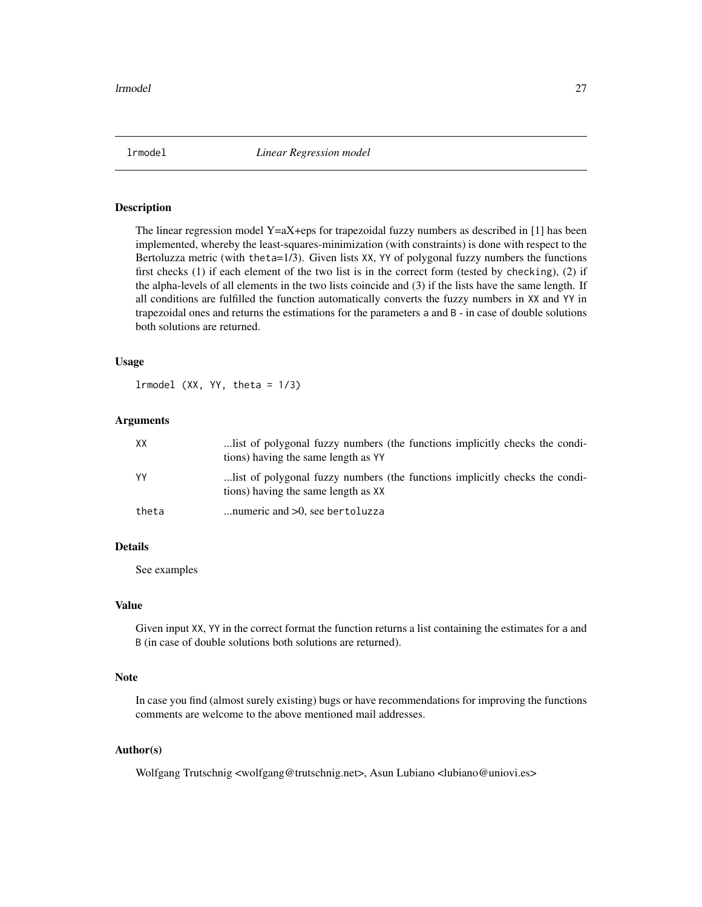## lrmodel *Linear Regression model*

### Description

The linear regression model Y=aX+eps for trapezoidal fuzzy numbers as described in [1] has been implemented, whereby the least-squares-minimization (with constraints) is done with respect to the Bertoluzza metric (with `theta=1/3`). Given lists `XX`, `YY` of polygonal fuzzy numbers the functions first checks (1) if each element of the two list is in the correct form (tested by `checking`), (2) if the alpha-levels of all elements in the two lists coincide and (3) if the lists have the same length. If all conditions are fulfilled the function automatically converts the fuzzy numbers in `XX` and `YY` in trapezoidal ones and returns the estimations for the parameters `a` and `B` - in case of double solutions both solutions are returned.

### Usage

```
lrmodel (XX, YY, theta = 1/3)
```

### Arguments

| | |
|---|---|
| `XX` | ...list of polygonal fuzzy numbers (the functions implicitly checks the conditions) having the same length as `YY` |
| `YY` | ...list of polygonal fuzzy numbers (the functions implicitly checks the conditions) having the same length as `XX` |
| `theta` | ...numeric and >0, see `bertoluzza` |

### Details

See examples

### Value

Given input `XX`, `YY` in the correct format the function returns a list containing the estimates for `a` and `B` (in case of double solutions both solutions are returned).

### Note

In case you find (almost surely existing) bugs or have recommendations for improving the functions comments are welcome to the above mentioned mail addresses.

### Author(s)

Wolfgang Trutschnig <wolfgang@trutschnig.net>, Asun Lubiano <lubiano@uniovi.es>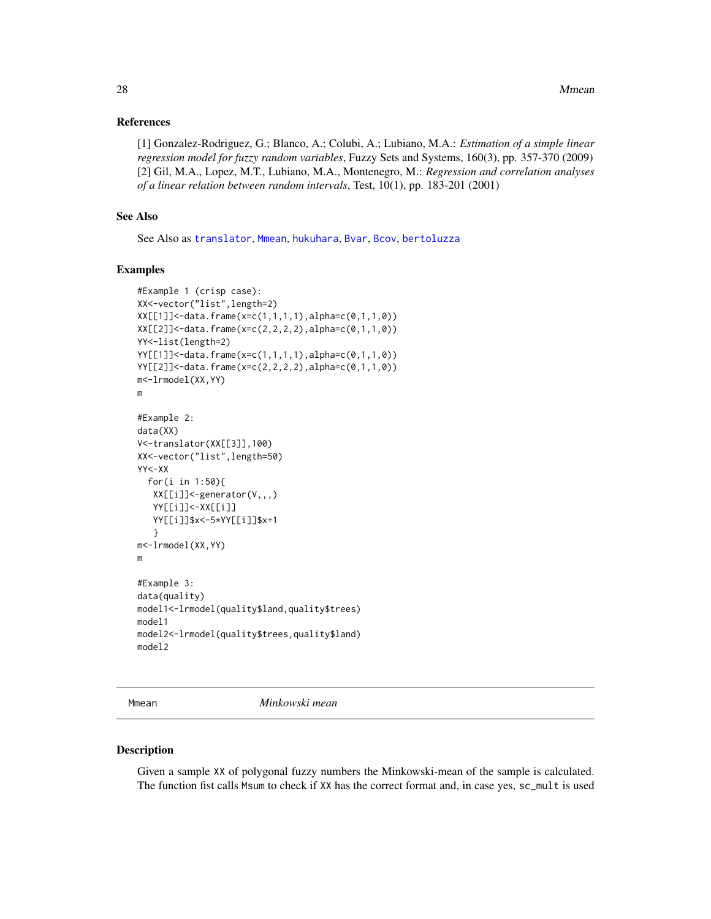### References

[1] Gonzalez-Rodriguez, G.; Blanco, A.; Colubi, A.; Lubiano, M.A.: *Estimation of a simple linear regression model for fuzzy random variables*, Fuzzy Sets and Systems, 160(3), pp. 357-370 (2009)
[2] Gil, M.A., Lopez, M.T., Lubiano, M.A., Montenegro, M.: *Regression and correlation analyses of a linear relation between random intervals*, Test, 10(1), pp. 183-201 (2001)

### See Also

See Also as translator, Mmean, hukuhara, Bvar, Bcov, bertoluzza

### Examples

```
#Example 1 (crisp case):
XX<-vector("list",length=2)
XX[[1]]<-data.frame(x=c(1,1,1,1),alpha=c(0,1,1,0))
XX[[2]]<-data.frame(x=c(2,2,2,2),alpha=c(0,1,1,0))
YY<-list(length=2)
YY[[1]]<-data.frame(x=c(1,1,1,1),alpha=c(0,1,1,0))
YY[[2]]<-data.frame(x=c(2,2,2,2),alpha=c(0,1,1,0))
m<-lrmodel(XX,YY)
m

#Example 2:
data(XX)
V<-translator(XX[[3]],100)
XX<-vector("list",length=50)
YY<-XX
  for(i in 1:50){
   XX[[i]]<-generator(V,,,)
   YY[[i]]<-XX[[i]]
   YY[[i]]$x<-5*YY[[i]]$x+1
   }
m<-lrmodel(XX,YY)
m

#Example 3:
data(quality)
model1<-lrmodel(quality$land,quality$trees)
model1
model2<-lrmodel(quality$trees,quality$land)
model2
```

---

## Mmean — *Minkowski mean*

### Description

Given a sample XX of polygonal fuzzy numbers the Minkowski-mean of the sample is calculated. The function fist calls Msum to check if XX has the correct format and, in case yes, sc_mult is used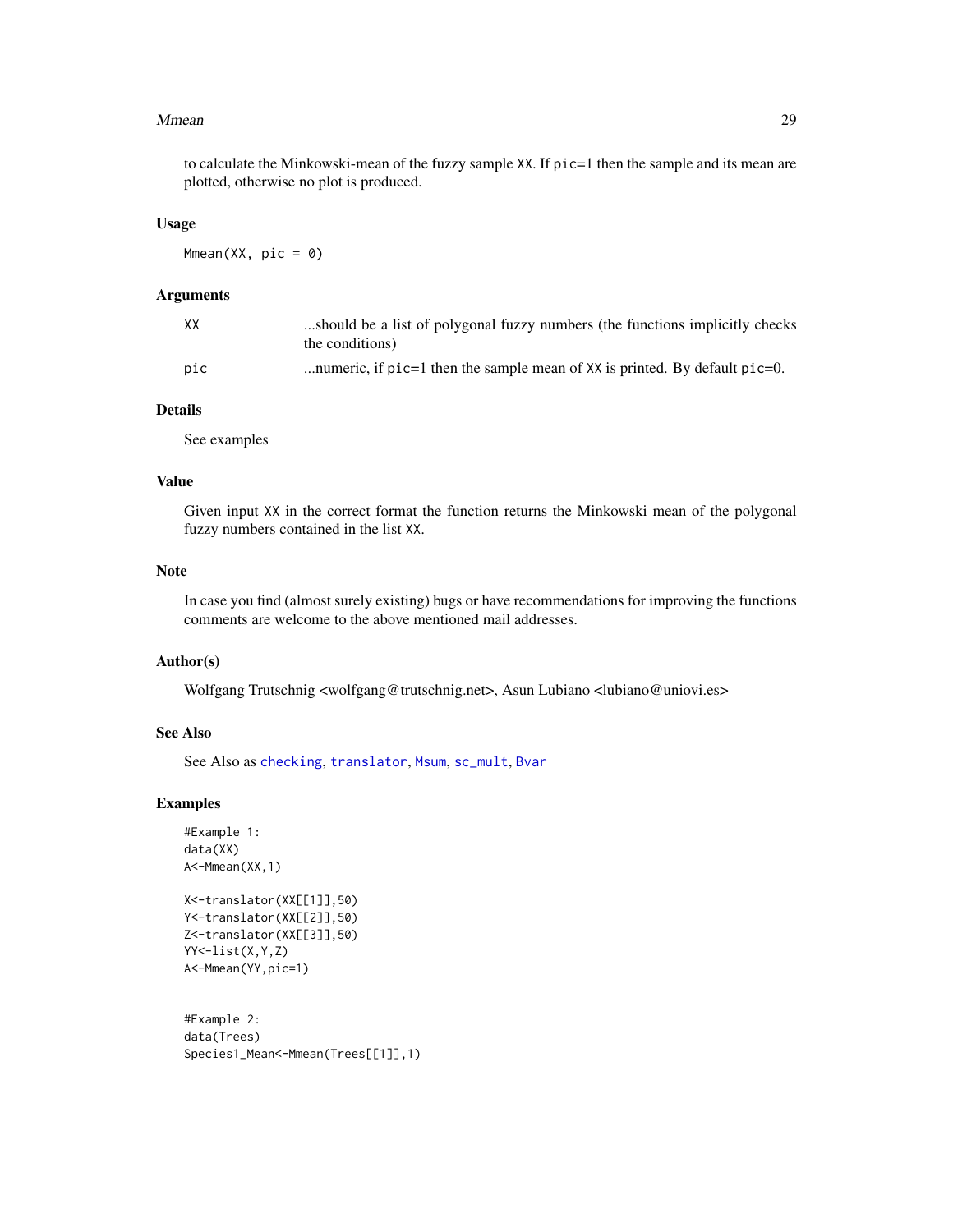to calculate the Minkowski-mean of the fuzzy sample `XX`. If `pic=1` then the sample and its mean are plotted, otherwise no plot is produced.

### Usage

```
Mmean(XX, pic = 0)
```

### Arguments

| | |
|---|---|
| `XX` | ...should be a list of polygonal fuzzy numbers (the functions implicitly checks the conditions) |
| `pic` | ...numeric, if `pic=1` then the sample mean of `XX` is printed. By default `pic=0`. |

### Details

See examples

### Value

Given input `XX` in the correct format the function returns the Minkowski mean of the polygonal fuzzy numbers contained in the list `XX`.

### Note

In case you find (almost surely existing) bugs or have recommendations for improving the functions comments are welcome to the above mentioned mail addresses.

### Author(s)

Wolfgang Trutschnig <wolfgang@trutschnig.net>, Asun Lubiano <lubiano@uniovi.es>

### See Also

See Also as `checking`, `translator`, `Msum`, `sc_mult`, `Bvar`

### Examples

```
#Example 1:
data(XX)
A<-Mmean(XX,1)

X<-translator(XX[[1]],50)
Y<-translator(XX[[2]],50)
Z<-translator(XX[[3]],50)
YY<-list(X,Y,Z)
A<-Mmean(YY,pic=1)


#Example 2:
data(Trees)
Species1_Mean<-Mmean(Trees[[1]],1)
```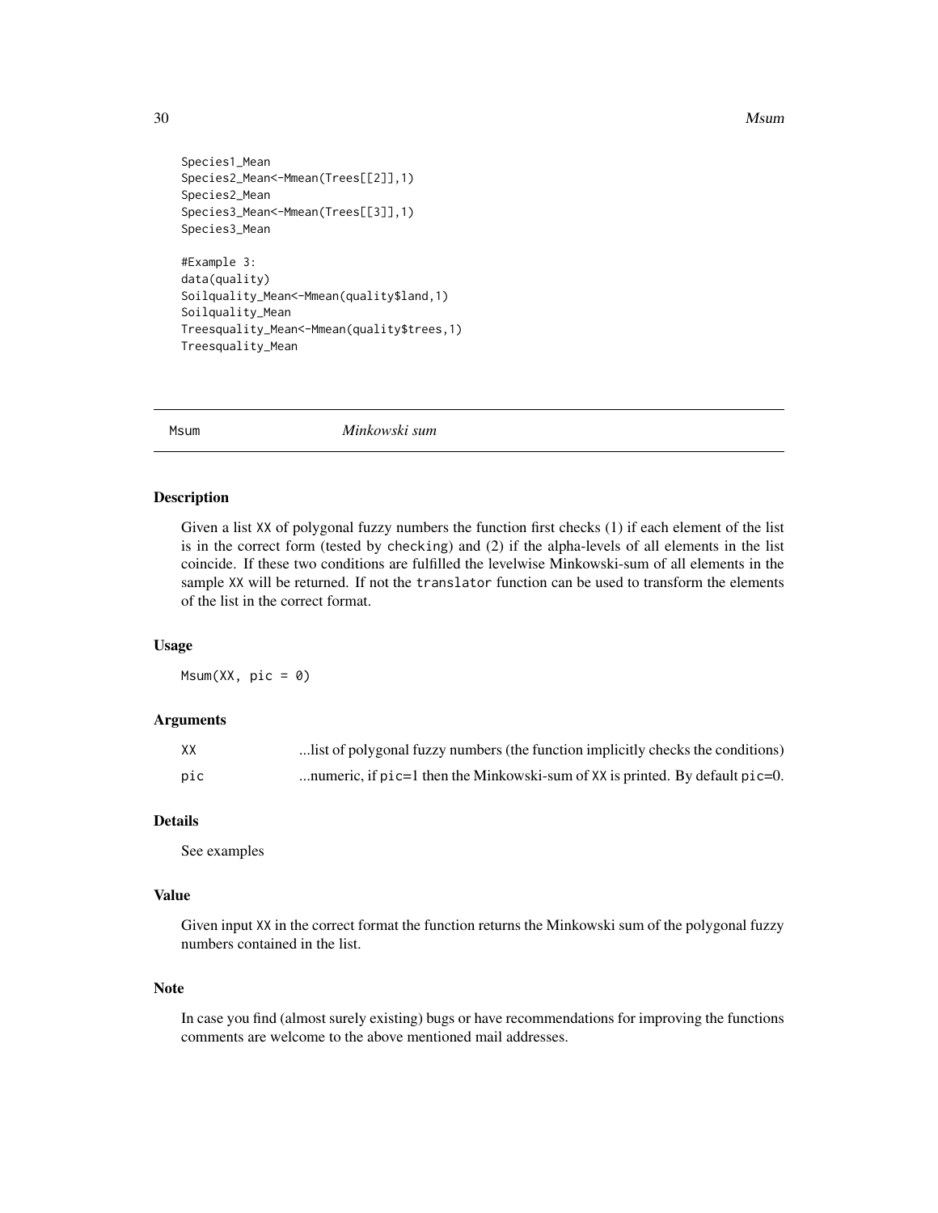```
Species1_Mean
Species2_Mean<-Mmean(Trees[[2]],1)
Species2_Mean
Species3_Mean<-Mmean(Trees[[3]],1)
Species3_Mean

#Example 3:
data(quality)
Soilquality_Mean<-Mmean(quality$land,1)
Soilquality_Mean
Treesquality_Mean<-Mmean(quality$trees,1)
Treesquality_Mean
```

## Msum — *Minkowski sum*

### Description

Given a list XX of polygonal fuzzy numbers the function first checks (1) if each element of the list is in the correct form (tested by checking) and (2) if the alpha-levels of all elements in the list coincide. If these two conditions are fulfilled the levelwise Minkowski-sum of all elements in the sample XX will be returned. If not the translator function can be used to transform the elements of the list in the correct format.

### Usage

```
Msum(XX, pic = 0)
```

### Arguments

| | |
|---|---|
| XX | ...list of polygonal fuzzy numbers (the function implicitly checks the conditions) |
| pic | ...numeric, if pic=1 then the Minkowski-sum of XX is printed. By default pic=0. |

### Details

See examples

### Value

Given input XX in the correct format the function returns the Minkowski sum of the polygonal fuzzy numbers contained in the list.

### Note

In case you find (almost surely existing) bugs or have recommendations for improving the functions comments are welcome to the above mentioned mail addresses.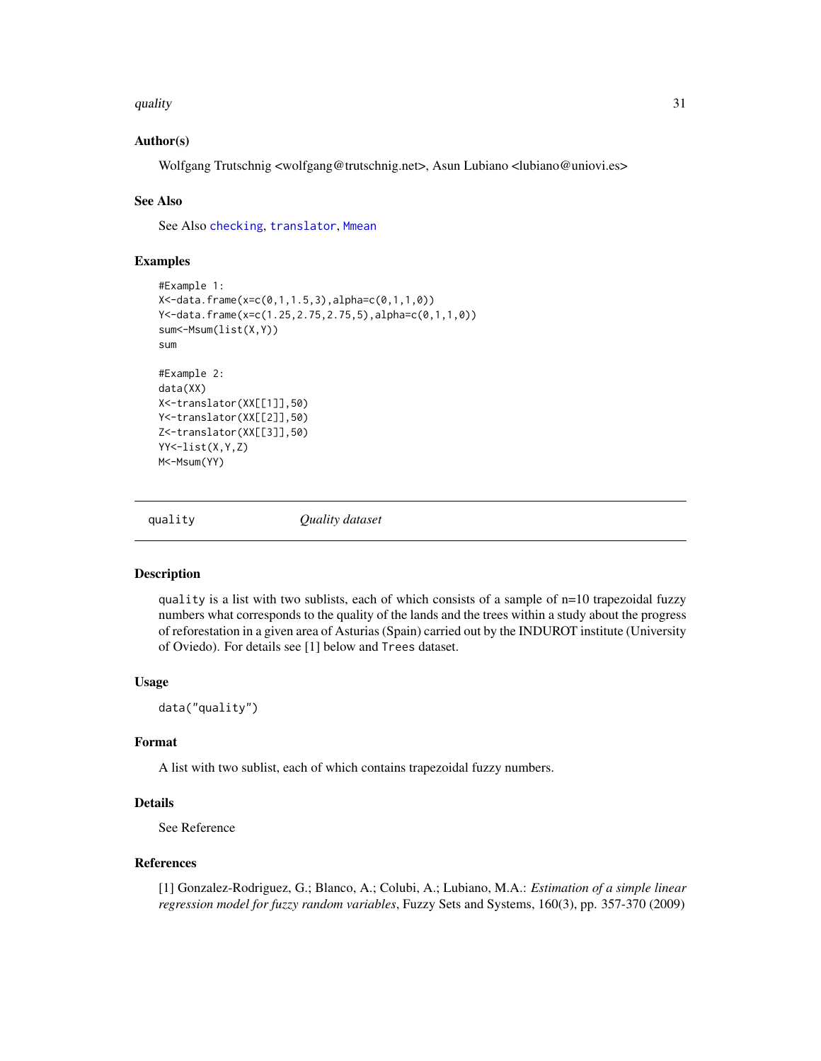### Author(s)

Wolfgang Trutschnig <wolfgang@trutschnig.net>, Asun Lubiano <lubiano@uniovi.es>

### See Also

See Also `checking`, `translator`, `Mmean`

### Examples

```
#Example 1:
X<-data.frame(x=c(0,1,1.5,3),alpha=c(0,1,1,0))
Y<-data.frame(x=c(1.25,2.75,2.75,5),alpha=c(0,1,1,0))
sum<-Msum(list(X,Y))
sum

#Example 2:
data(XX)
X<-translator(XX[[1]],50)
Y<-translator(XX[[2]],50)
Z<-translator(XX[[3]],50)
YY<-list(X,Y,Z)
M<-Msum(YY)
```

---

## quality — *Quality dataset*

### Description

`quality` is a list with two sublists, each of which consists of a sample of n=10 trapezoidal fuzzy numbers what corresponds to the quality of the lands and the trees within a study about the progress of reforestation in a given area of Asturias (Spain) carried out by the INDUROT institute (University of Oviedo). For details see [1] below and `Trees` dataset.

### Usage

```
data("quality")
```

### Format

A list with two sublist, each of which contains trapezoidal fuzzy numbers.

### Details

See Reference

### References

[1] Gonzalez-Rodriguez, G.; Blanco, A.; Colubi, A.; Lubiano, M.A.: *Estimation of a simple linear regression model for fuzzy random variables*, Fuzzy Sets and Systems, 160(3), pp. 357-370 (2009)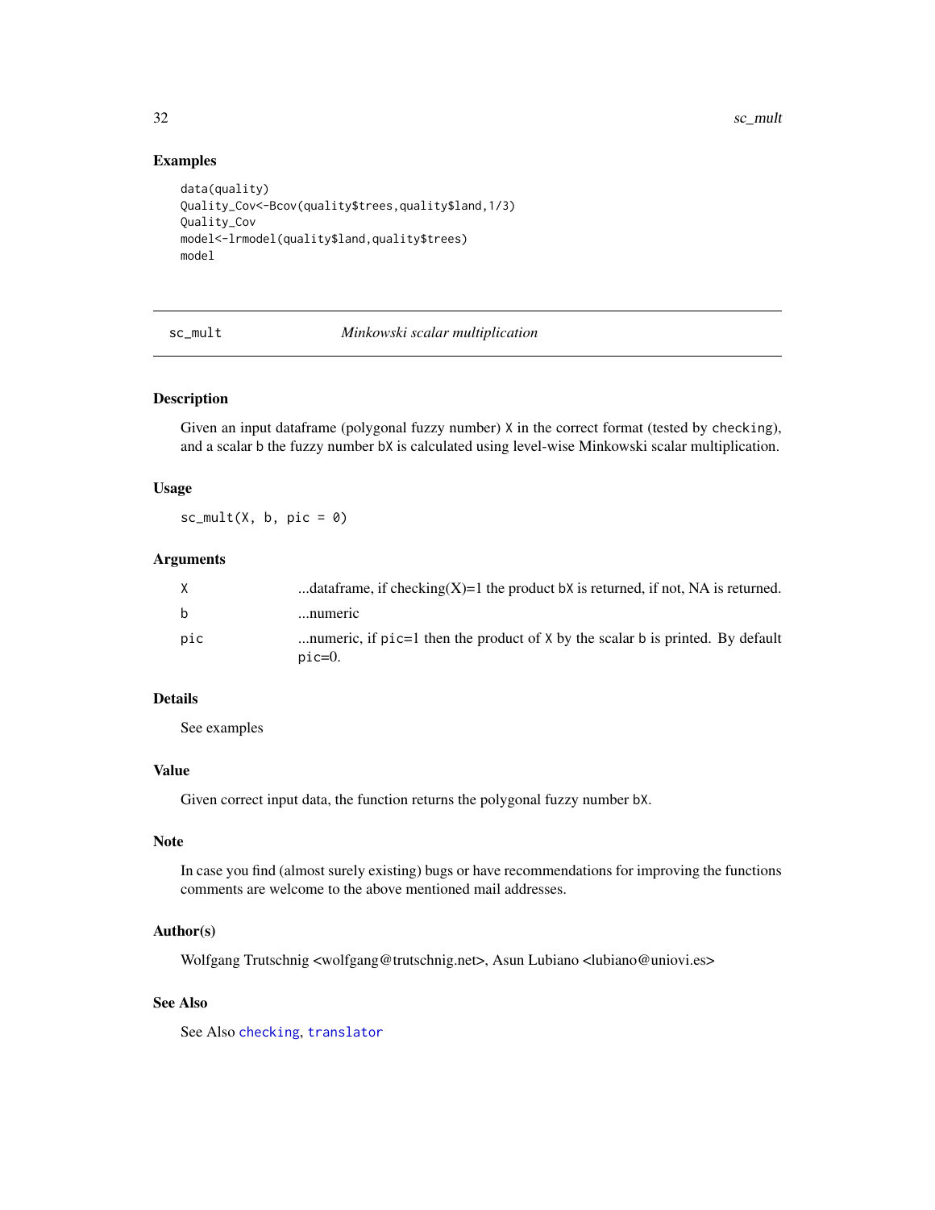## Examples

```
data(quality)
Quality_Cov<-Bcov(quality$trees,quality$land,1/3)
Quality_Cov
model<-lrmodel(quality$land,quality$trees)
model
```

---

# sc_mult *Minkowski scalar multiplication*

---

### Description

Given an input dataframe (polygonal fuzzy number) `X` in the correct format (tested by `checking`), and a scalar `b` the fuzzy number `bX` is calculated using level-wise Minkowski scalar multiplication.

### Usage

```
sc_mult(X, b, pic = 0)
```

### Arguments

| | |
|---|---|
| `X` | ...dataframe, if checking(X)=1 the product `bX` is returned, if not, NA is returned. |
| `b` | ...numeric |
| `pic` | ...numeric, if `pic`=1 then the product of `X` by the scalar `b` is printed. By default `pic`=0. |

### Details

See examples

### Value

Given correct input data, the function returns the polygonal fuzzy number `bX`.

### Note

In case you find (almost surely existing) bugs or have recommendations for improving the functions comments are welcome to the above mentioned mail addresses.

### Author(s)

Wolfgang Trutschnig <wolfgang@trutschnig.net>, Asun Lubiano <lubiano@uniovi.es>

### See Also

See Also `checking`, `translator`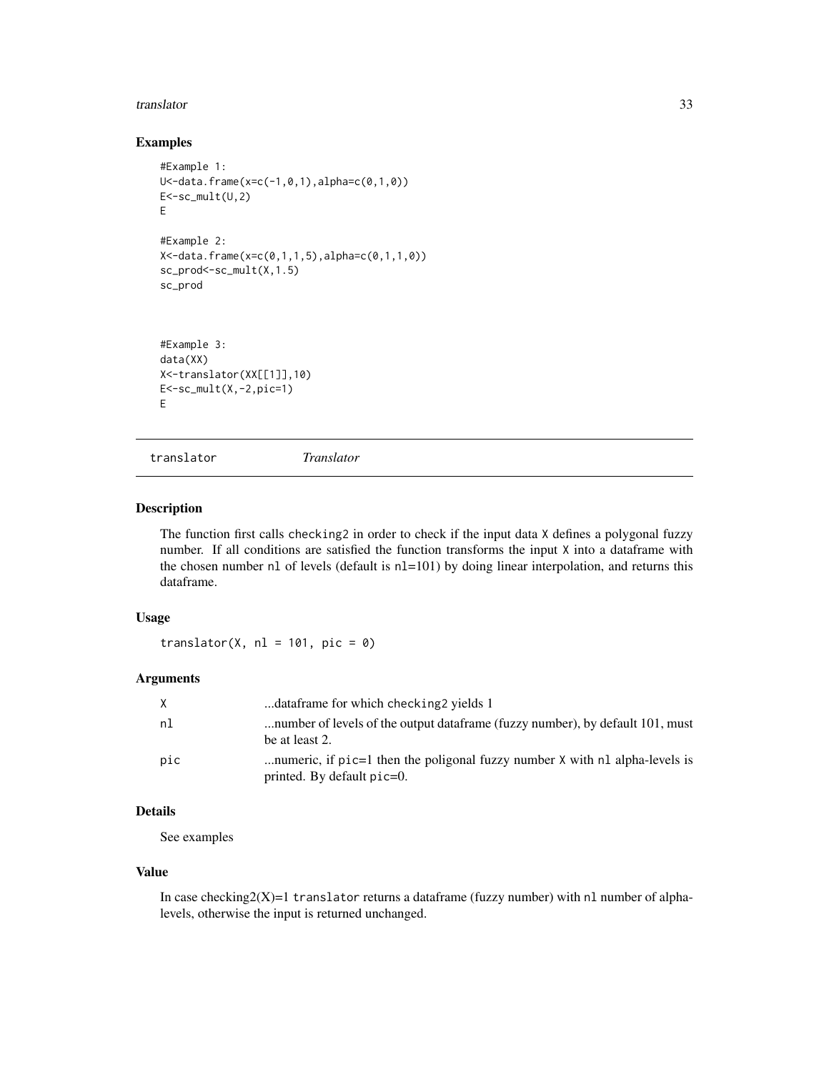### Examples

```
#Example 1:
U<-data.frame(x=c(-1,0,1),alpha=c(0,1,0))
E<-sc_mult(U,2)
E

#Example 2:
X<-data.frame(x=c(0,1,1,5),alpha=c(0,1,1,0))
sc_prod<-sc_mult(X,1.5)
sc_prod



#Example 3:
data(XX)
X<-translator(XX[[1]],10)
E<-sc_mult(X,-2,pic=1)
E
```

---

## translator &nbsp;&nbsp;&nbsp;&nbsp;&nbsp;&nbsp; *Translator*

---

### Description

The function first calls `checking2` in order to check if the input data `X` defines a polygonal fuzzy number. If all conditions are satisfied the function transforms the input `X` into a dataframe with the chosen number `nl` of levels (default is `nl=101`) by doing linear interpolation, and returns this dataframe.

### Usage

```
translator(X, nl = 101, pic = 0)
```

### Arguments

| | |
|---|---|
| `X` | ...dataframe for which `checking2` yields 1 |
| `nl` | ...number of levels of the output dataframe (fuzzy number), by default 101, must be at least 2. |
| `pic` | ...numeric, if `pic=1` then the poligonal fuzzy number `X` with `nl` alpha-levels is printed. By default `pic=0`. |

### Details

See examples

### Value

In case checking2(X)=1 `translator` returns a dataframe (fuzzy number) with `nl` number of alpha-levels, otherwise the input is returned unchanged.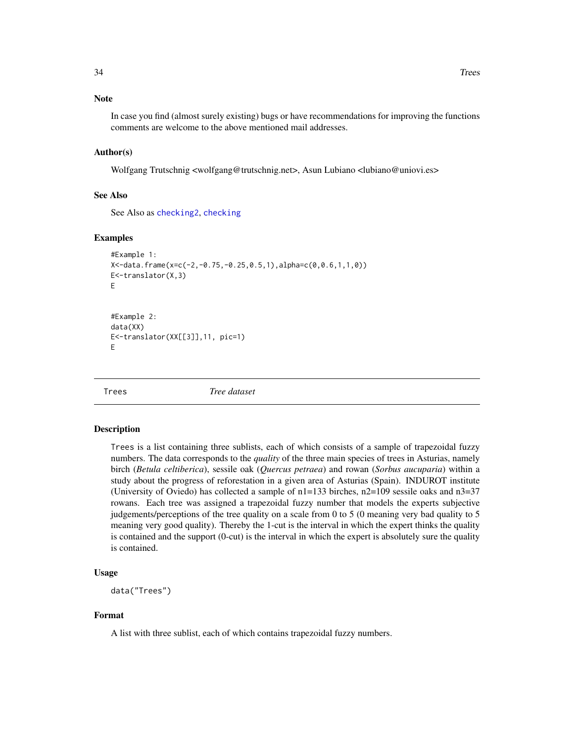### Note

In case you find (almost surely existing) bugs or have recommendations for improving the functions comments are welcome to the above mentioned mail addresses.

### Author(s)

Wolfgang Trutschnig <wolfgang@trutschnig.net>, Asun Lubiano <lubiano@uniovi.es>

### See Also

See Also as checking2, checking

### Examples

```
#Example 1:
X<-data.frame(x=c(-2,-0.75,-0.25,0.5,1),alpha=c(0,0.6,1,1,0))
E<-translator(X,3)
E


#Example 2:
data(XX)
E<-translator(XX[[3]],11, pic=1)
E
```

---

## Trees &nbsp;&nbsp;&nbsp;&nbsp;&nbsp;&nbsp;&nbsp;&nbsp; *Tree dataset*

### Description

Trees is a list containing three sublists, each of which consists of a sample of trapezoidal fuzzy numbers. The data corresponds to the *quality* of the three main species of trees in Asturias, namely birch (*Betula celtiberica*), sessile oak (*Quercus petraea*) and rowan (*Sorbus aucuparia*) within a study about the progress of reforestation in a given area of Asturias (Spain). INDUROT institute (University of Oviedo) has collected a sample of n1=133 birches, n2=109 sessile oaks and n3=37 rowans. Each tree was assigned a trapezoidal fuzzy number that models the experts subjective judgements/perceptions of the tree quality on a scale from 0 to 5 (0 meaning very bad quality to 5 meaning very good quality). Thereby the 1-cut is the interval in which the expert thinks the quality is contained and the support (0-cut) is the interval in which the expert is absolutely sure the quality is contained.

### Usage

```
data("Trees")
```

### Format

A list with three sublist, each of which contains trapezoidal fuzzy numbers.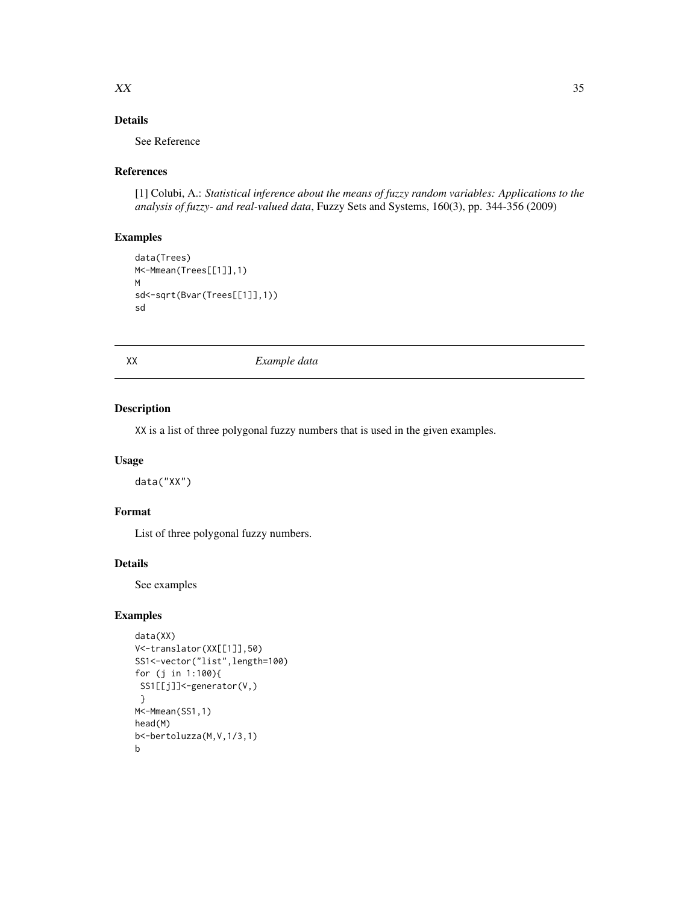### Details

See Reference

### References

[1] Colubi, A.: *Statistical inference about the means of fuzzy random variables: Applications to the analysis of fuzzy- and real-valued data*, Fuzzy Sets and Systems, 160(3), pp. 344-356 (2009)

### Examples

```
data(Trees)
M<-Mmean(Trees[[1]],1)
M
sd<-sqrt(Bvar(Trees[[1]],1))
sd
```

## XX *Example data*

### Description

XX is a list of three polygonal fuzzy numbers that is used in the given examples.

### Usage

```
data("XX")
```

### Format

List of three polygonal fuzzy numbers.

### Details

See examples

### Examples

```
data(XX)
V<-translator(XX[[1]],50)
SS1<-vector("list",length=100)
for (j in 1:100){
 SS1[[j]]<-generator(V,)
 }
M<-Mmean(SS1,1)
head(M)
b<-bertoluzza(M,V,1/3,1)
b
```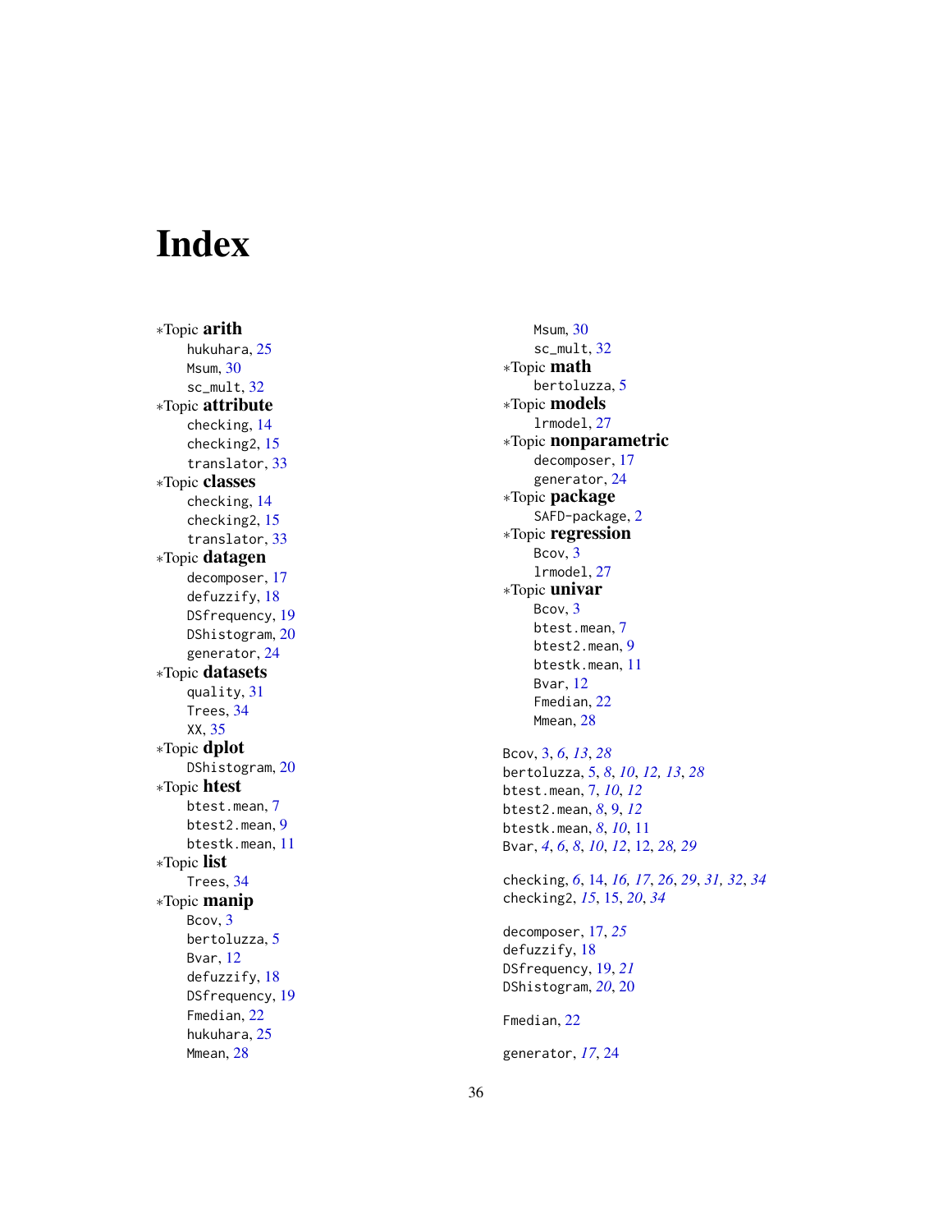# Index

*Topic **arith**
- hukuhara, 25
- Msum, 30
- sc_mult, 32

*Topic **attribute**
- checking, 14
- checking2, 15
- translator, 33

*Topic **classes**
- checking, 14
- checking2, 15
- translator, 33

*Topic **datagen**
- decomposer, 17
- defuzzify, 18
- DSfrequency, 19
- DShistogram, 20
- generator, 24

*Topic **datasets**
- quality, 31
- Trees, 34
- XX, 35

*Topic **dplot**
- DShistogram, 20

*Topic **htest**
- btest.mean, 7
- btest2.mean, 9
- btestk.mean, 11

*Topic **list**
- Trees, 34

*Topic **manip**
- Bcov, 3
- bertoluzza, 5
- Bvar, 12
- defuzzify, 18
- DSfrequency, 19
- Fmedian, 22
- hukuhara, 25
- Mmean, 28
- Msum, 30
- sc_mult, 32

*Topic **math**
- bertoluzza, 5

*Topic **models**
- lrmodel, 27

*Topic **nonparametric**
- decomposer, 17
- generator, 24

*Topic **package**
- SAFD-package, 2

*Topic **regression**
- Bcov, 3
- lrmodel, 27

*Topic **univar**
- Bcov, 3
- btest.mean, 7
- btest2.mean, 9
- btestk.mean, 11
- Bvar, 12
- Fmedian, 22
- Mmean, 28

Bcov, 3, *6*, *13*, *28*
bertoluzza, 5, *8*, *10*, *12, 13*, *28*
btest.mean, 7, *10*, *12*
btest2.mean, *8*, 9, *12*
btestk.mean, *8*, *10*, 11
Bvar, *4*, *6*, *8*, *10*, *12*, 12, *28, 29*

checking, *6*, 14, *16, 17*, *26*, *29*, *31, 32*, *34*
checking2, *15*, 15, *20*, *34*

decomposer, 17, *25*
defuzzify, 18
DSfrequency, 19, *21*
DShistogram, *20*, 20

Fmedian, 22

generator, *17*, 24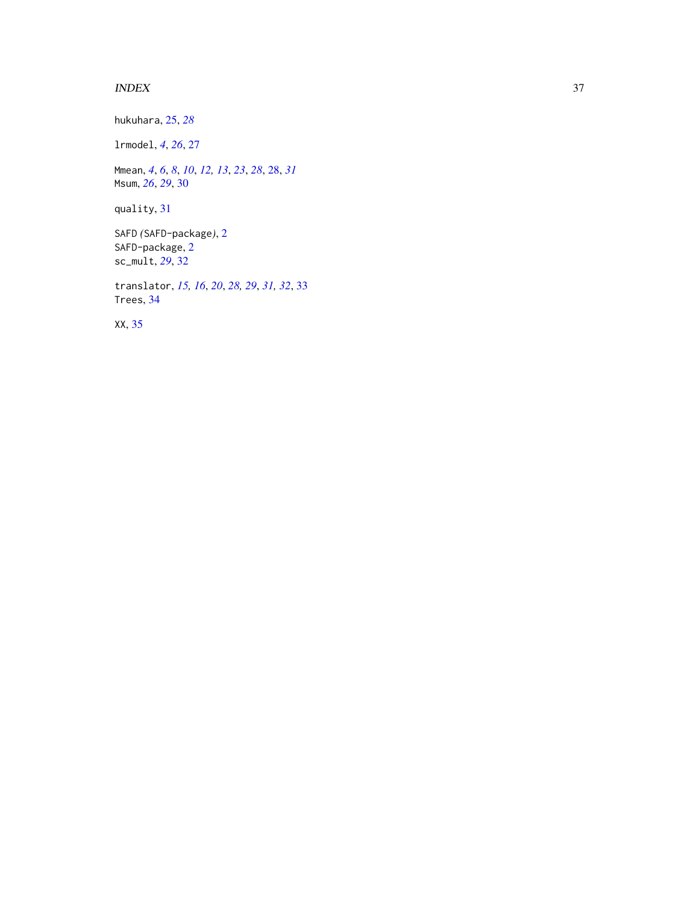hukuhara, 25, *28*

lrmodel, *4*, *26*, 27

Mmean, *4*, *6*, *8*, *10*, *12, 13*, *23*, *28*, 28, *31*
Msum, *26*, *29*, 30

quality, 31

SAFD *(*SAFD-package*)*, 2
SAFD-package, 2
sc_mult, *29*, 32

translator, *15, 16*, *20*, *28, 29*, *31, 32*, 33
Trees, 34

XX, 35